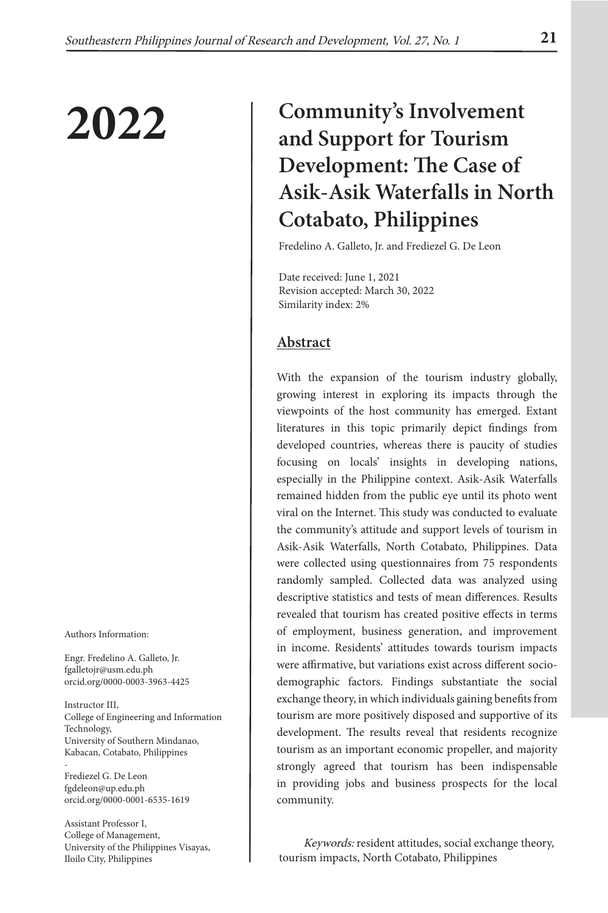# 2022

# Community's Involvement and Support for Tourism Development: The Case of Asik-Asik Waterfalls in North Cotabato, Philippines

Fredelino A. Galleto, Jr. and Frediezel G. De Leon

Date received: June 1, 2021
Revision accepted: March 30, 2022
Similarity index: 2%

## Abstract

With the expansion of the tourism industry globally, growing interest in exploring its impacts through the viewpoints of the host community has emerged. Extant literatures in this topic primarily depict findings from developed countries, whereas there is paucity of studies focusing on locals' insights in developing nations, especially in the Philippine context. Asik-Asik Waterfalls remained hidden from the public eye until its photo went viral on the Internet. This study was conducted to evaluate the community's attitude and support levels of tourism in Asik-Asik Waterfalls, North Cotabato, Philippines. Data were collected using questionnaires from 75 respondents randomly sampled. Collected data was analyzed using descriptive statistics and tests of mean differences. Results revealed that tourism has created positive effects in terms of employment, business generation, and improvement in income. Residents' attitudes towards tourism impacts were affirmative, but variations exist across different socio-demographic factors. Findings substantiate the social exchange theory, in which individuals gaining benefits from tourism are more positively disposed and supportive of its development. The results reveal that residents recognize tourism as an important economic propeller, and majority strongly agreed that tourism has been indispensable in providing jobs and business prospects for the local community.

*Keywords:* resident attitudes, social exchange theory, tourism impacts, North Cotabato, Philippines

Authors Information:

Engr. Fredelino A. Galleto, Jr.
fgalletojr@usm.edu.ph
orcid.org/0000-0003-3963-4425

Instructor III,
College of Engineering and Information Technology,
University of Southern Mindanao,
Kabacan, Cotabato, Philippines

-

Frediezel G. De Leon
fgdeleon@up.edu.ph
orcid.org/0000-0001-6535-1619

Assistant Professor I,
College of Management,
University of the Philippines Visayas,
Iloilo City, Philippines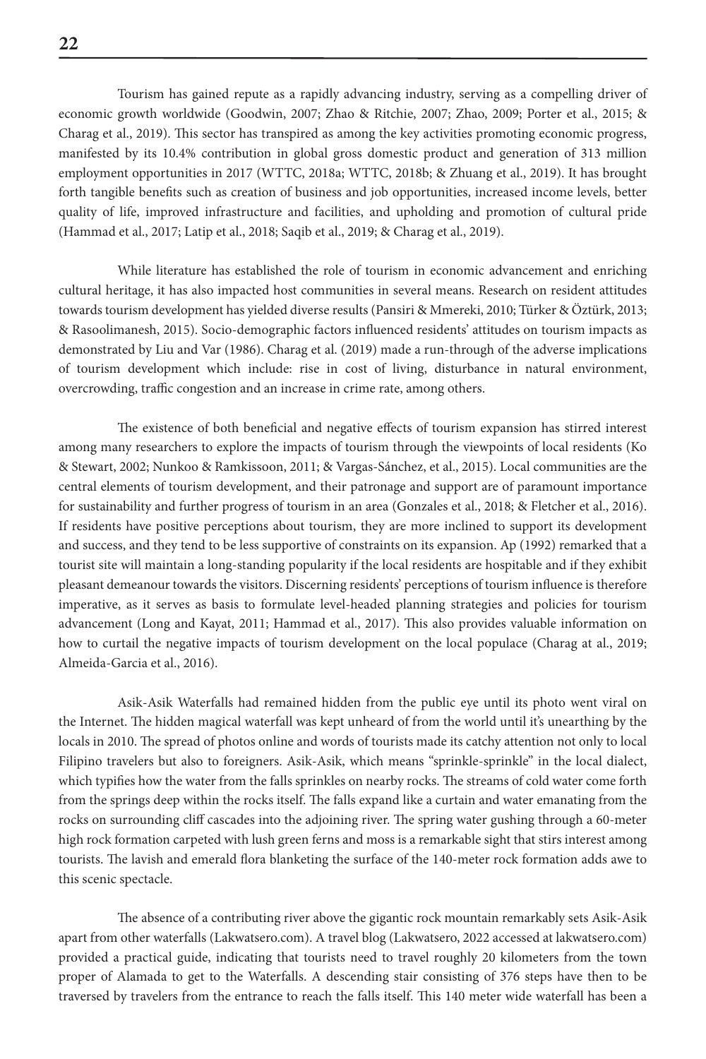Tourism has gained repute as a rapidly advancing industry, serving as a compelling driver of economic growth worldwide (Goodwin, 2007; Zhao & Ritchie, 2007; Zhao, 2009; Porter et al., 2015; & Charag et al., 2019). This sector has transpired as among the key activities promoting economic progress, manifested by its 10.4% contribution in global gross domestic product and generation of 313 million employment opportunities in 2017 (WTTC, 2018a; WTTC, 2018b; & Zhuang et al., 2019). It has brought forth tangible benefits such as creation of business and job opportunities, increased income levels, better quality of life, improved infrastructure and facilities, and upholding and promotion of cultural pride (Hammad et al., 2017; Latip et al., 2018; Saqib et al., 2019; & Charag et al., 2019).

While literature has established the role of tourism in economic advancement and enriching cultural heritage, it has also impacted host communities in several means. Research on resident attitudes towards tourism development has yielded diverse results (Pansiri & Mmereki, 2010; Türker & Öztürk, 2013; & Rasoolimanesh, 2015). Socio-demographic factors influenced residents' attitudes on tourism impacts as demonstrated by Liu and Var (1986). Charag et al. (2019) made a run-through of the adverse implications of tourism development which include: rise in cost of living, disturbance in natural environment, overcrowding, traffic congestion and an increase in crime rate, among others.

The existence of both beneficial and negative effects of tourism expansion has stirred interest among many researchers to explore the impacts of tourism through the viewpoints of local residents (Ko & Stewart, 2002; Nunkoo & Ramkissoon, 2011; & Vargas-Sánchez, et al., 2015). Local communities are the central elements of tourism development, and their patronage and support are of paramount importance for sustainability and further progress of tourism in an area (Gonzales et al., 2018; & Fletcher et al., 2016). If residents have positive perceptions about tourism, they are more inclined to support its development and success, and they tend to be less supportive of constraints on its expansion. Ap (1992) remarked that a tourist site will maintain a long-standing popularity if the local residents are hospitable and if they exhibit pleasant demeanour towards the visitors. Discerning residents' perceptions of tourism influence is therefore imperative, as it serves as basis to formulate level-headed planning strategies and policies for tourism advancement (Long and Kayat, 2011; Hammad et al., 2017). This also provides valuable information on how to curtail the negative impacts of tourism development on the local populace (Charag at al., 2019; Almeida-Garcia et al., 2016).

Asik-Asik Waterfalls had remained hidden from the public eye until its photo went viral on the Internet. The hidden magical waterfall was kept unheard of from the world until it's unearthing by the locals in 2010. The spread of photos online and words of tourists made its catchy attention not only to local Filipino travelers but also to foreigners. Asik-Asik, which means "sprinkle-sprinkle" in the local dialect, which typifies how the water from the falls sprinkles on nearby rocks. The streams of cold water come forth from the springs deep within the rocks itself. The falls expand like a curtain and water emanating from the rocks on surrounding cliff cascades into the adjoining river. The spring water gushing through a 60-meter high rock formation carpeted with lush green ferns and moss is a remarkable sight that stirs interest among tourists. The lavish and emerald flora blanketing the surface of the 140-meter rock formation adds awe to this scenic spectacle.

The absence of a contributing river above the gigantic rock mountain remarkably sets Asik-Asik apart from other waterfalls (Lakwatsero.com). A travel blog (Lakwatsero, 2022 accessed at lakwatsero.com) provided a practical guide, indicating that tourists need to travel roughly 20 kilometers from the town proper of Alamada to get to the Waterfalls. A descending stair consisting of 376 steps have then to be traversed by travelers from the entrance to reach the falls itself. This 140 meter wide waterfall has been a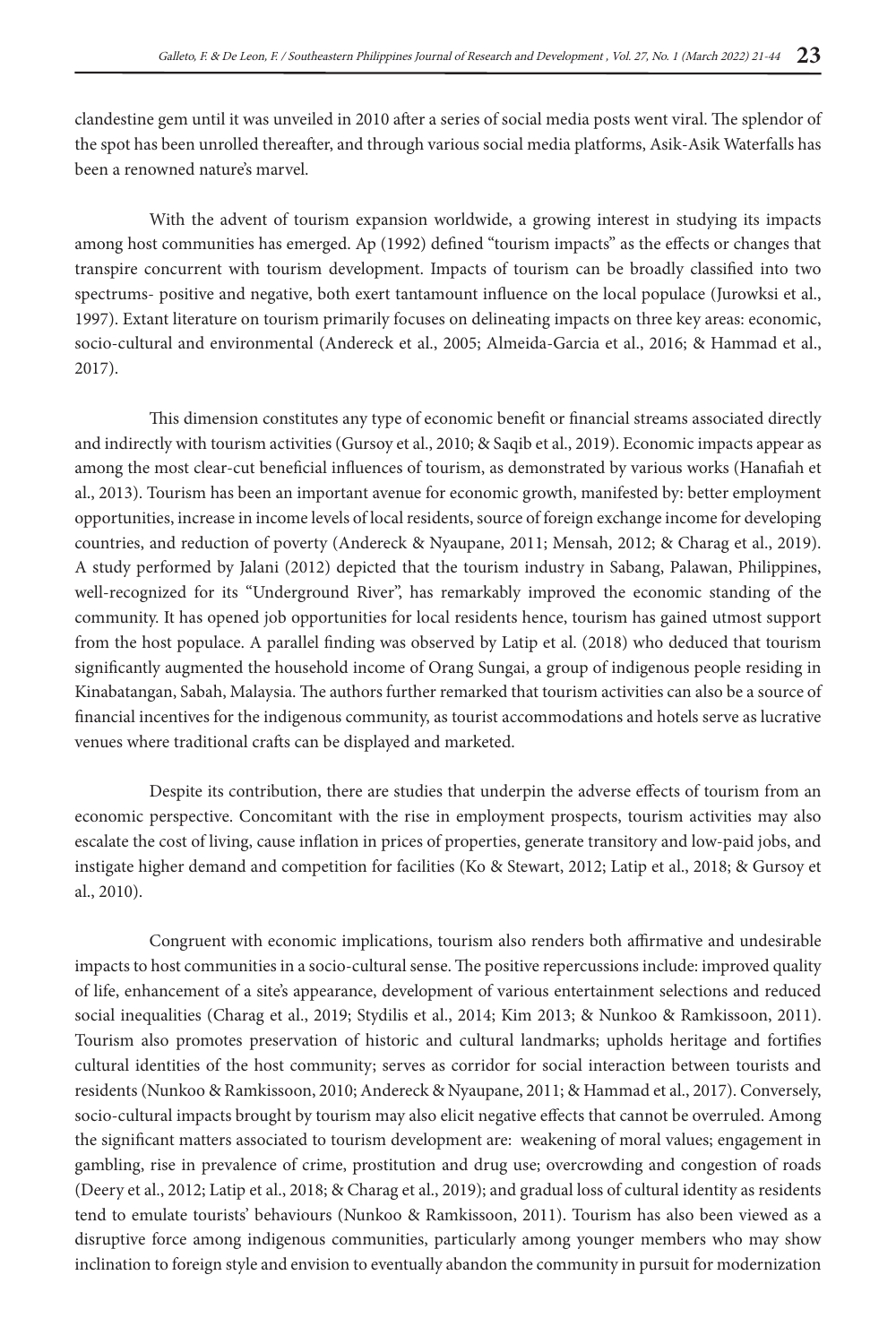clandestine gem until it was unveiled in 2010 after a series of social media posts went viral. The splendor of the spot has been unrolled thereafter, and through various social media platforms, Asik-Asik Waterfalls has been a renowned nature's marvel.

With the advent of tourism expansion worldwide, a growing interest in studying its impacts among host communities has emerged. Ap (1992) defined "tourism impacts" as the effects or changes that transpire concurrent with tourism development. Impacts of tourism can be broadly classified into two spectrums- positive and negative, both exert tantamount influence on the local populace (Jurowksi et al., 1997). Extant literature on tourism primarily focuses on delineating impacts on three key areas: economic, socio-cultural and environmental (Andereck et al., 2005; Almeida-Garcia et al., 2016; & Hammad et al., 2017).

This dimension constitutes any type of economic benefit or financial streams associated directly and indirectly with tourism activities (Gursoy et al., 2010; & Saqib et al., 2019). Economic impacts appear as among the most clear-cut beneficial influences of tourism, as demonstrated by various works (Hanafiah et al., 2013). Tourism has been an important avenue for economic growth, manifested by: better employment opportunities, increase in income levels of local residents, source of foreign exchange income for developing countries, and reduction of poverty (Andereck & Nyaupane, 2011; Mensah, 2012; & Charag et al., 2019). A study performed by Jalani (2012) depicted that the tourism industry in Sabang, Palawan, Philippines, well-recognized for its "Underground River", has remarkably improved the economic standing of the community. It has opened job opportunities for local residents hence, tourism has gained utmost support from the host populace. A parallel finding was observed by Latip et al. (2018) who deduced that tourism significantly augmented the household income of Orang Sungai, a group of indigenous people residing in Kinabatangan, Sabah, Malaysia. The authors further remarked that tourism activities can also be a source of financial incentives for the indigenous community, as tourist accommodations and hotels serve as lucrative venues where traditional crafts can be displayed and marketed.

Despite its contribution, there are studies that underpin the adverse effects of tourism from an economic perspective. Concomitant with the rise in employment prospects, tourism activities may also escalate the cost of living, cause inflation in prices of properties, generate transitory and low-paid jobs, and instigate higher demand and competition for facilities (Ko & Stewart, 2012; Latip et al., 2018; & Gursoy et al., 2010).

Congruent with economic implications, tourism also renders both affirmative and undesirable impacts to host communities in a socio-cultural sense. The positive repercussions include: improved quality of life, enhancement of a site's appearance, development of various entertainment selections and reduced social inequalities (Charag et al., 2019; Stydilis et al., 2014; Kim 2013; & Nunkoo & Ramkissoon, 2011). Tourism also promotes preservation of historic and cultural landmarks; upholds heritage and fortifies cultural identities of the host community; serves as corridor for social interaction between tourists and residents (Nunkoo & Ramkissoon, 2010; Andereck & Nyaupane, 2011; & Hammad et al., 2017). Conversely, socio-cultural impacts brought by tourism may also elicit negative effects that cannot be overruled. Among the significant matters associated to tourism development are: weakening of moral values; engagement in gambling, rise in prevalence of crime, prostitution and drug use; overcrowding and congestion of roads (Deery et al., 2012; Latip et al., 2018; & Charag et al., 2019); and gradual loss of cultural identity as residents tend to emulate tourists' behaviours (Nunkoo & Ramkissoon, 2011). Tourism has also been viewed as a disruptive force among indigenous communities, particularly among younger members who may show inclination to foreign style and envision to eventually abandon the community in pursuit for modernization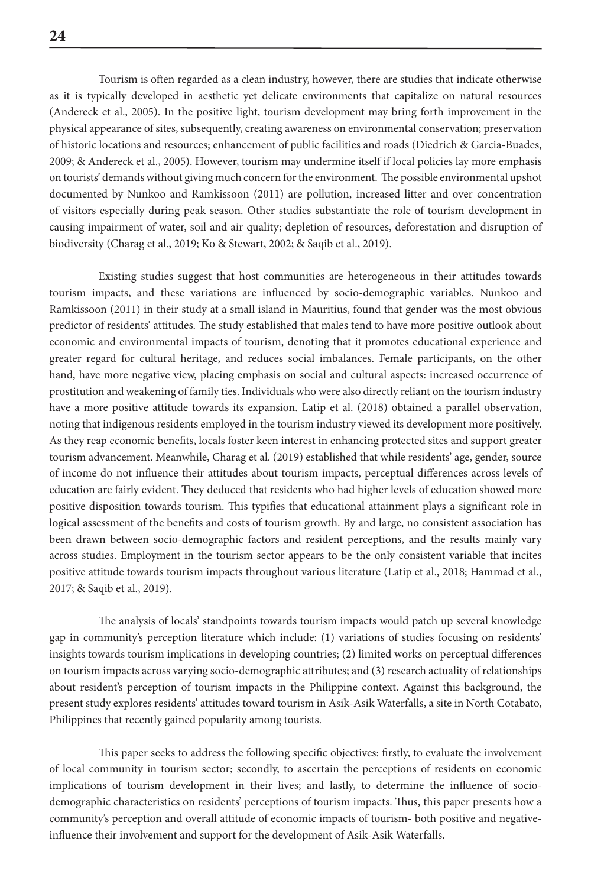Tourism is often regarded as a clean industry, however, there are studies that indicate otherwise as it is typically developed in aesthetic yet delicate environments that capitalize on natural resources (Andereck et al., 2005). In the positive light, tourism development may bring forth improvement in the physical appearance of sites, subsequently, creating awareness on environmental conservation; preservation of historic locations and resources; enhancement of public facilities and roads (Diedrich & Garcia-Buades, 2009; & Andereck et al., 2005). However, tourism may undermine itself if local policies lay more emphasis on tourists' demands without giving much concern for the environment. The possible environmental upshot documented by Nunkoo and Ramkissoon (2011) are pollution, increased litter and over concentration of visitors especially during peak season. Other studies substantiate the role of tourism development in causing impairment of water, soil and air quality; depletion of resources, deforestation and disruption of biodiversity (Charag et al., 2019; Ko & Stewart, 2002; & Saqib et al., 2019).

Existing studies suggest that host communities are heterogeneous in their attitudes towards tourism impacts, and these variations are influenced by socio-demographic variables. Nunkoo and Ramkissoon (2011) in their study at a small island in Mauritius, found that gender was the most obvious predictor of residents' attitudes. The study established that males tend to have more positive outlook about economic and environmental impacts of tourism, denoting that it promotes educational experience and greater regard for cultural heritage, and reduces social imbalances. Female participants, on the other hand, have more negative view, placing emphasis on social and cultural aspects: increased occurrence of prostitution and weakening of family ties. Individuals who were also directly reliant on the tourism industry have a more positive attitude towards its expansion. Latip et al. (2018) obtained a parallel observation, noting that indigenous residents employed in the tourism industry viewed its development more positively. As they reap economic benefits, locals foster keen interest in enhancing protected sites and support greater tourism advancement. Meanwhile, Charag et al. (2019) established that while residents' age, gender, source of income do not influence their attitudes about tourism impacts, perceptual differences across levels of education are fairly evident. They deduced that residents who had higher levels of education showed more positive disposition towards tourism. This typifies that educational attainment plays a significant role in logical assessment of the benefits and costs of tourism growth. By and large, no consistent association has been drawn between socio-demographic factors and resident perceptions, and the results mainly vary across studies. Employment in the tourism sector appears to be the only consistent variable that incites positive attitude towards tourism impacts throughout various literature (Latip et al., 2018; Hammad et al., 2017; & Saqib et al., 2019).

The analysis of locals' standpoints towards tourism impacts would patch up several knowledge gap in community's perception literature which include: (1) variations of studies focusing on residents' insights towards tourism implications in developing countries; (2) limited works on perceptual differences on tourism impacts across varying socio-demographic attributes; and (3) research actuality of relationships about resident's perception of tourism impacts in the Philippine context. Against this background, the present study explores residents' attitudes toward tourism in Asik-Asik Waterfalls, a site in North Cotabato, Philippines that recently gained popularity among tourists.

This paper seeks to address the following specific objectives: firstly, to evaluate the involvement of local community in tourism sector; secondly, to ascertain the perceptions of residents on economic implications of tourism development in their lives; and lastly, to determine the influence of socio-demographic characteristics on residents' perceptions of tourism impacts. Thus, this paper presents how a community's perception and overall attitude of economic impacts of tourism- both positive and negative- influence their involvement and support for the development of Asik-Asik Waterfalls.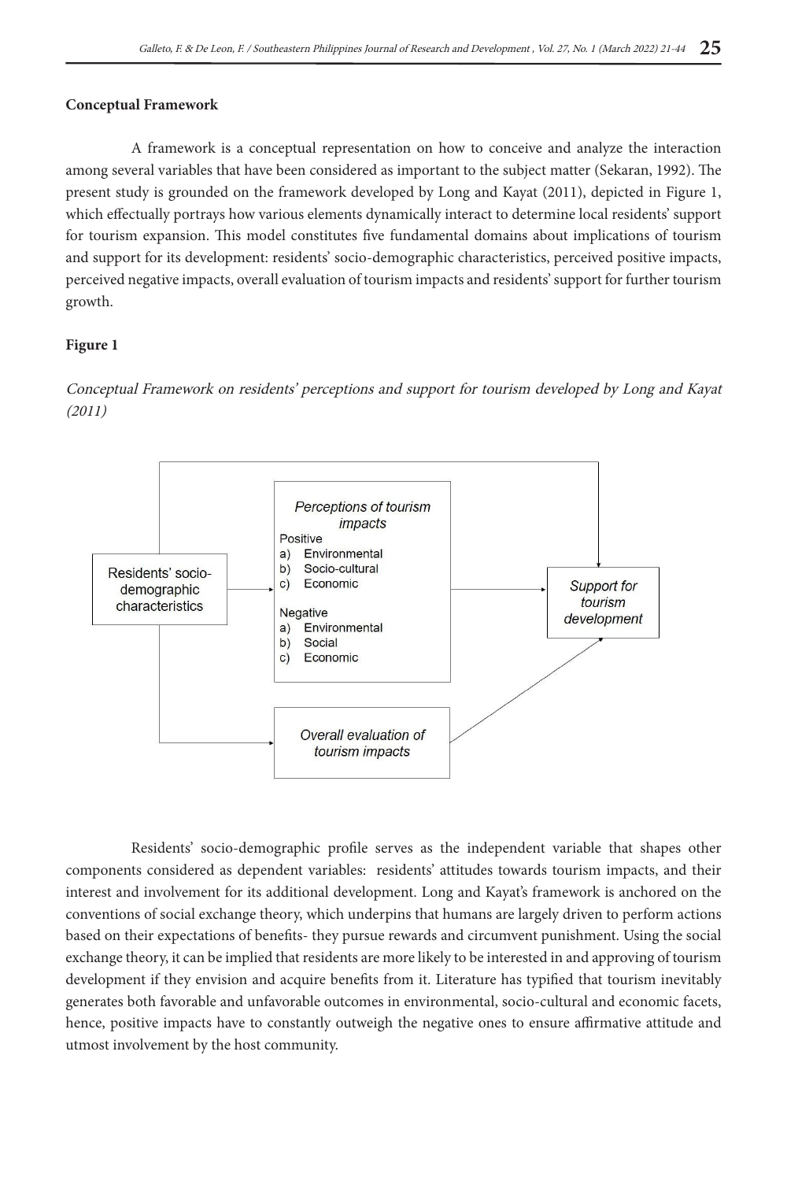**Conceptual Framework**

A framework is a conceptual representation on how to conceive and analyze the interaction among several variables that have been considered as important to the subject matter (Sekaran, 1992). The present study is grounded on the framework developed by Long and Kayat (2011), depicted in Figure 1, which effectually portrays how various elements dynamically interact to determine local residents' support for tourism expansion. This model constitutes five fundamental domains about implications of tourism and support for its development: residents' socio-demographic characteristics, perceived positive impacts, perceived negative impacts, overall evaluation of tourism impacts and residents' support for further tourism growth.

**Figure 1**

*Conceptual Framework on residents' perceptions and support for tourism developed by Long and Kayat (2011)*

Residents' socio-demographic characteristics

*Perceptions of tourism impacts*

Positive
a) Environmental
b) Socio-cultural
c) Economic

Negative
a) Environmental
b) Social
c) Economic

*Overall evaluation of tourism impacts*

*Support for tourism development*

Residents' socio-demographic profile serves as the independent variable that shapes other components considered as dependent variables: residents' attitudes towards tourism impacts, and their interest and involvement for its additional development. Long and Kayat's framework is anchored on the conventions of social exchange theory, which underpins that humans are largely driven to perform actions based on their expectations of benefits- they pursue rewards and circumvent punishment. Using the social exchange theory, it can be implied that residents are more likely to be interested in and approving of tourism development if they envision and acquire benefits from it. Literature has typified that tourism inevitably generates both favorable and unfavorable outcomes in environmental, socio-cultural and economic facets, hence, positive impacts have to constantly outweigh the negative ones to ensure affirmative attitude and utmost involvement by the host community.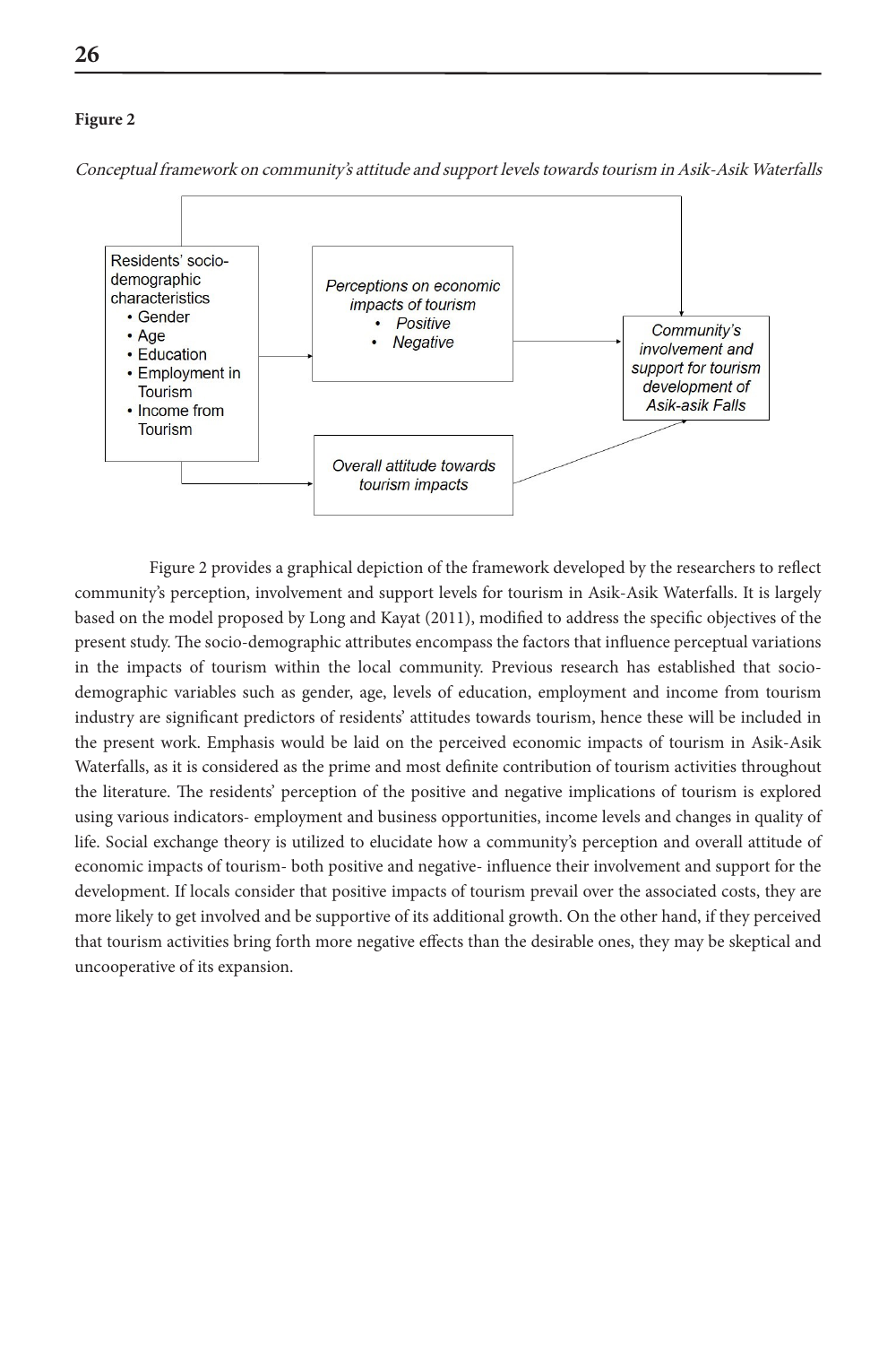**Figure 2**

*Conceptual framework on community's attitude and support levels towards tourism in Asik-Asik Waterfalls*

Residents' socio-demographic characteristics
- Gender
- Age
- Education
- Employment in Tourism
- Income from Tourism

*Perceptions on economic impacts of tourism*
- *Positive*
- *Negative*

*Overall attitude towards tourism impacts*

*Community's involvement and support for tourism development of Asik-asik Falls*

Figure 2 provides a graphical depiction of the framework developed by the researchers to reflect community's perception, involvement and support levels for tourism in Asik-Asik Waterfalls. It is largely based on the model proposed by Long and Kayat (2011), modified to address the specific objectives of the present study. The socio-demographic attributes encompass the factors that influence perceptual variations in the impacts of tourism within the local community. Previous research has established that socio-demographic variables such as gender, age, levels of education, employment and income from tourism industry are significant predictors of residents' attitudes towards tourism, hence these will be included in the present work. Emphasis would be laid on the perceived economic impacts of tourism in Asik-Asik Waterfalls, as it is considered as the prime and most definite contribution of tourism activities throughout the literature. The residents' perception of the positive and negative implications of tourism is explored using various indicators- employment and business opportunities, income levels and changes in quality of life. Social exchange theory is utilized to elucidate how a community's perception and overall attitude of economic impacts of tourism- both positive and negative- influence their involvement and support for the development. If locals consider that positive impacts of tourism prevail over the associated costs, they are more likely to get involved and be supportive of its additional growth. On the other hand, if they perceived that tourism activities bring forth more negative effects than the desirable ones, they may be skeptical and uncooperative of its expansion.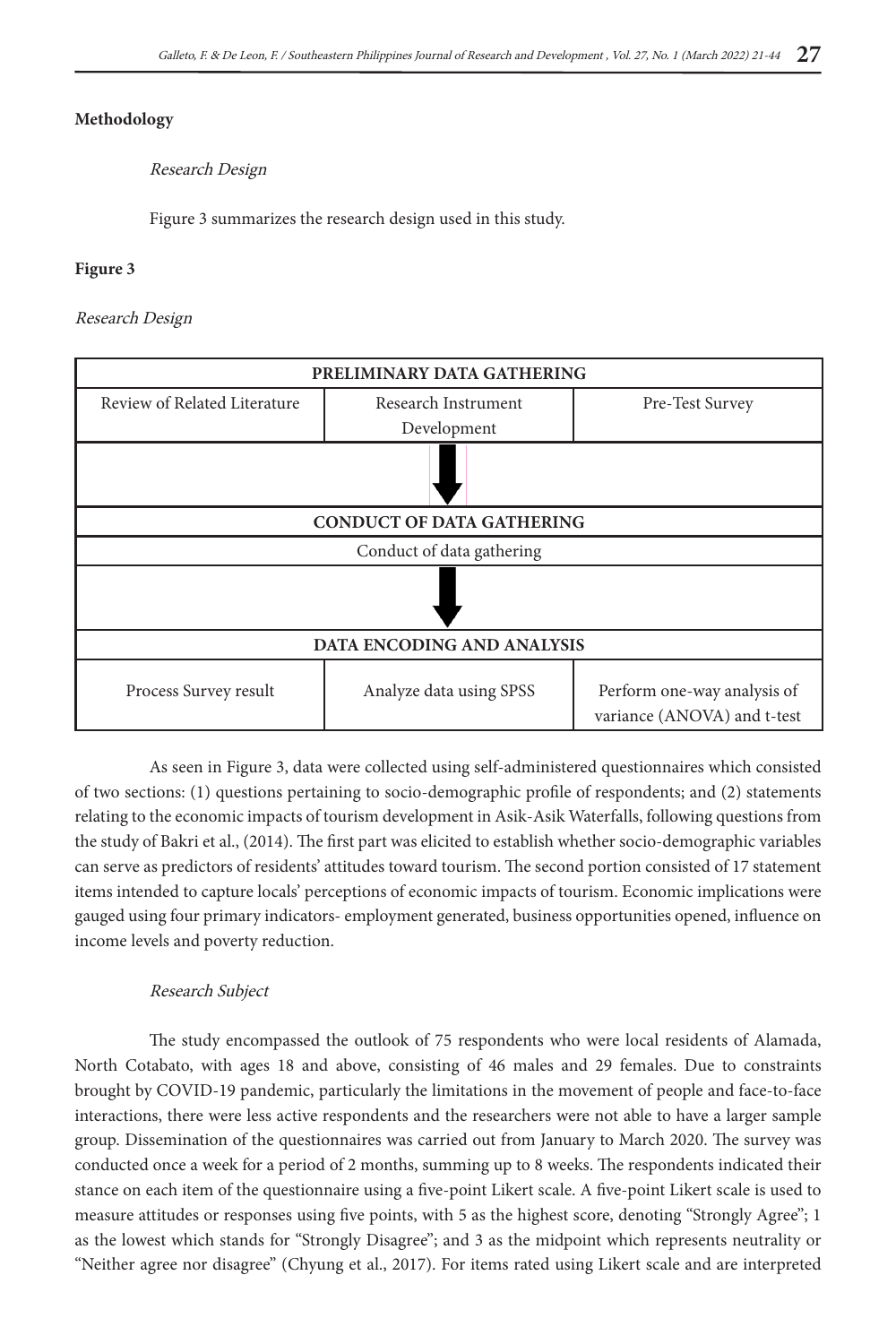**Methodology**

*Research Design*

Figure 3 summarizes the research design used in this study.

**Figure 3**

*Research Design*

| PRELIMINARY DATA GATHERING | | |
|---|---|---|
| Review of Related Literature | Research Instrument Development | Pre-Test Survey |
| ↓ | | |
| **CONDUCT OF DATA GATHERING** | | |
| Conduct of data gathering | | |
| ↓ | | |
| **DATA ENCODING AND ANALYSIS** | | |
| Process Survey result | Analyze data using SPSS | Perform one-way analysis of variance (ANOVA) and t-test |

As seen in Figure 3, data were collected using self-administered questionnaires which consisted of two sections: (1) questions pertaining to socio-demographic profile of respondents; and (2) statements relating to the economic impacts of tourism development in Asik-Asik Waterfalls, following questions from the study of Bakri et al., (2014). The first part was elicited to establish whether socio-demographic variables can serve as predictors of residents' attitudes toward tourism. The second portion consisted of 17 statement items intended to capture locals' perceptions of economic impacts of tourism. Economic implications were gauged using four primary indicators- employment generated, business opportunities opened, influence on income levels and poverty reduction.

*Research Subject*

The study encompassed the outlook of 75 respondents who were local residents of Alamada, North Cotabato, with ages 18 and above, consisting of 46 males and 29 females. Due to constraints brought by COVID-19 pandemic, particularly the limitations in the movement of people and face-to-face interactions, there were less active respondents and the researchers were not able to have a larger sample group. Dissemination of the questionnaires was carried out from January to March 2020. The survey was conducted once a week for a period of 2 months, summing up to 8 weeks. The respondents indicated their stance on each item of the questionnaire using a five-point Likert scale. A five-point Likert scale is used to measure attitudes or responses using five points, with 5 as the highest score, denoting "Strongly Agree"; 1 as the lowest which stands for "Strongly Disagree"; and 3 as the midpoint which represents neutrality or "Neither agree nor disagree" (Chyung et al., 2017). For items rated using Likert scale and are interpreted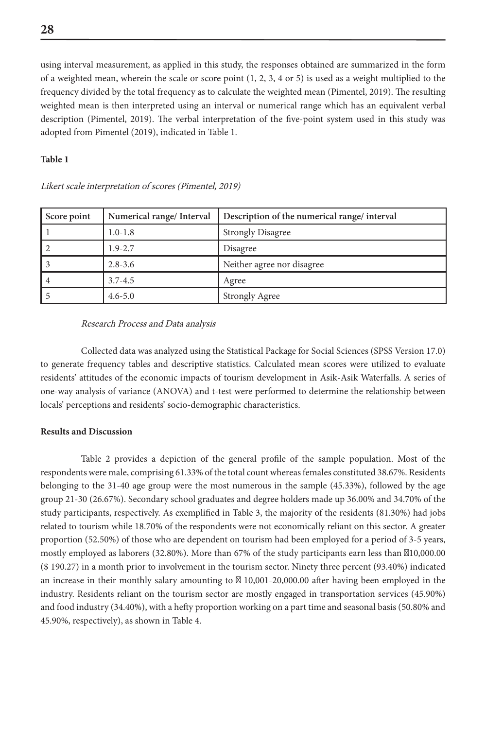using interval measurement, as applied in this study, the responses obtained are summarized in the form of a weighted mean, wherein the scale or score point (1, 2, 3, 4 or 5) is used as a weight multiplied to the frequency divided by the total frequency as to calculate the weighted mean (Pimentel, 2019). The resulting weighted mean is then interpreted using an interval or numerical range which has an equivalent verbal description (Pimentel, 2019). The verbal interpretation of the five-point system used in this study was adopted from Pimentel (2019), indicated in Table 1.

**Table 1**

*Likert scale interpretation of scores (Pimentel, 2019)*

| Score point | Numerical range/ Interval | Description of the numerical range/ interval |
|---|---|---|
| 1 | 1.0-1.8 | Strongly Disagree |
| 2 | 1.9-2.7 | Disagree |
| 3 | 2.8-3.6 | Neither agree nor disagree |
| 4 | 3.7-4.5 | Agree |
| 5 | 4.6-5.0 | Strongly Agree |

*Research Process and Data analysis*

Collected data was analyzed using the Statistical Package for Social Sciences (SPSS Version 17.0) to generate frequency tables and descriptive statistics. Calculated mean scores were utilized to evaluate residents' attitudes of the economic impacts of tourism development in Asik-Asik Waterfalls. A series of one-way analysis of variance (ANOVA) and t-test were performed to determine the relationship between locals' perceptions and residents' socio-demographic characteristics.

**Results and Discussion**

Table 2 provides a depiction of the general profile of the sample population. Most of the respondents were male, comprising 61.33% of the total count whereas females constituted 38.67%. Residents belonging to the 31-40 age group were the most numerous in the sample (45.33%), followed by the age group 21-30 (26.67%). Secondary school graduates and degree holders made up 36.00% and 34.70% of the study participants, respectively. As exemplified in Table 3, the majority of the residents (81.30%) had jobs related to tourism while 18.70% of the respondents were not economically reliant on this sector. A greater proportion (52.50%) of those who are dependent on tourism had been employed for a period of 3-5 years, mostly employed as laborers (32.80%). More than 67% of the study participants earn less than ₱10,000.00 ($ 190.27) in a month prior to involvement in the tourism sector. Ninety three percent (93.40%) indicated an increase in their monthly salary amounting to ₱ 10,001-20,000.00 after having been employed in the industry. Residents reliant on the tourism sector are mostly engaged in transportation services (45.90%) and food industry (34.40%), with a hefty proportion working on a part time and seasonal basis (50.80% and 45.90%, respectively), as shown in Table 4.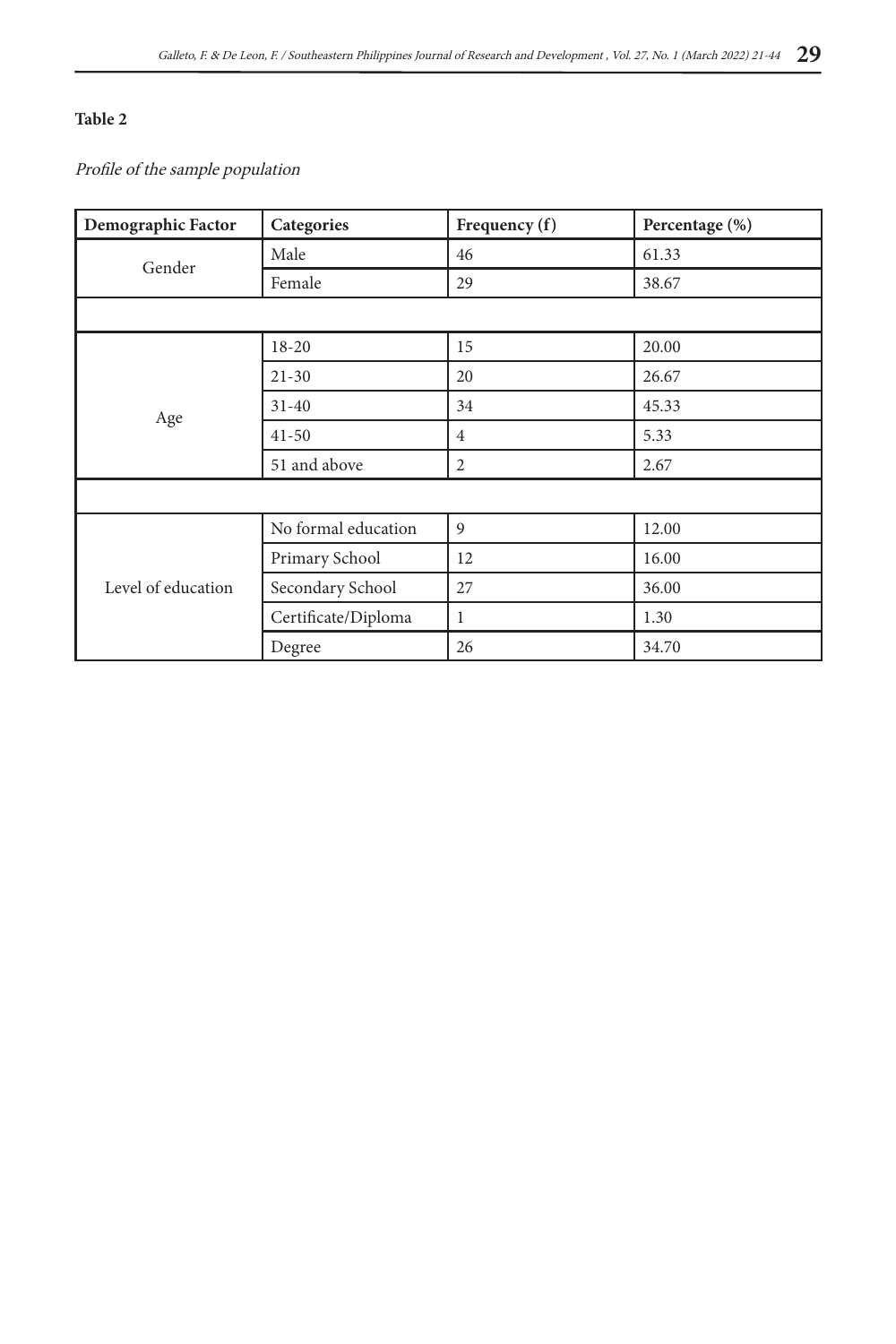**Table 2**

*Profile of the sample population*

| Demographic Factor | Categories | Frequency (f) | Percentage (%) |
|---|---|---|---|
| Gender | Male | 46 | 61.33 |
| | Female | 29 | 38.67 |
| | | | |
| Age | 18-20 | 15 | 20.00 |
| | 21-30 | 20 | 26.67 |
| | 31-40 | 34 | 45.33 |
| | 41-50 | 4 | 5.33 |
| | 51 and above | 2 | 2.67 |
| | | | |
| Level of education | No formal education | 9 | 12.00 |
| | Primary School | 12 | 16.00 |
| | Secondary School | 27 | 36.00 |
| | Certificate/Diploma | 1 | 1.30 |
| | Degree | 26 | 34.70 |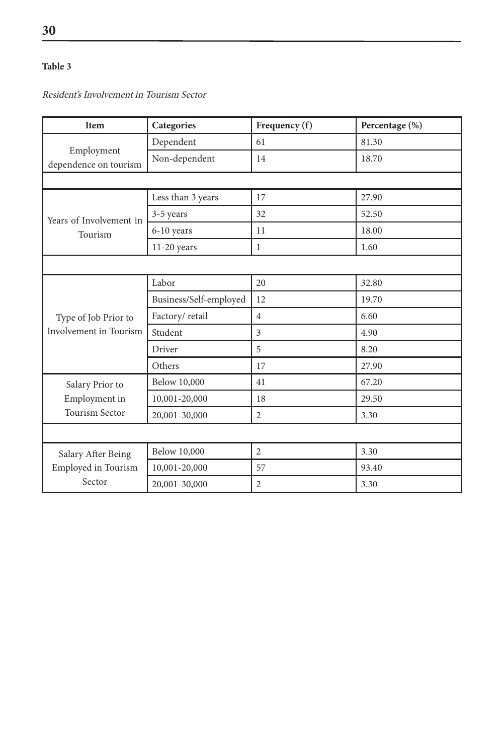**Table 3**

*Resident's Involvement in Tourism Sector*

| Item | Categories | Frequency (f) | Percentage (%) |
|---|---|---|---|
| Employment dependence on tourism | Dependent | 61 | 81.30 |
| | Non-dependent | 14 | 18.70 |
| | | | |
| Years of Involvement in Tourism | Less than 3 years | 17 | 27.90 |
| | 3-5 years | 32 | 52.50 |
| | 6-10 years | 11 | 18.00 |
| | 11-20 years | 1 | 1.60 |
| | | | |
| Type of Job Prior to Involvement in Tourism | Labor | 20 | 32.80 |
| | Business/Self-employed | 12 | 19.70 |
| | Factory/ retail | 4 | 6.60 |
| | Student | 3 | 4.90 |
| | Driver | 5 | 8.20 |
| | Others | 17 | 27.90 |
| Salary Prior to Employment in Tourism Sector | Below 10,000 | 41 | 67.20 |
| | 10,001-20,000 | 18 | 29.50 |
| | 20,001-30,000 | 2 | 3.30 |
| | | | |
| Salary After Being Employed in Tourism Sector | Below 10,000 | 2 | 3.30 |
| | 10,001-20,000 | 57 | 93.40 |
| | 20,001-30,000 | 2 | 3.30 |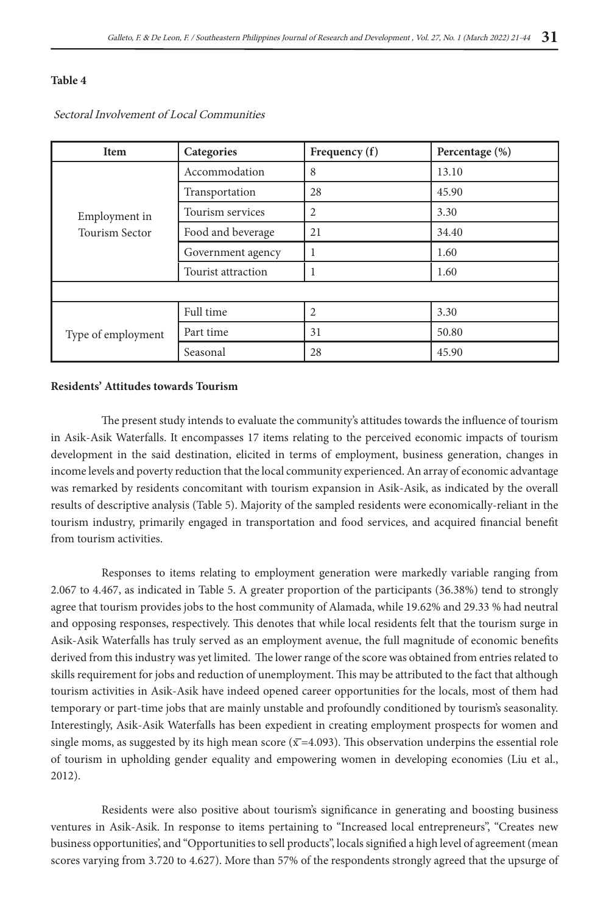**Table 4**

*Sectoral Involvement of Local Communities*

| Item | Categories | Frequency (f) | Percentage (%) |
|---|---|---|---|
| Employment in Tourism Sector | Accommodation | 8 | 13.10 |
| | Transportation | 28 | 45.90 |
| | Tourism services | 2 | 3.30 |
| | Food and beverage | 21 | 34.40 |
| | Government agency | 1 | 1.60 |
| | Tourist attraction | 1 | 1.60 |
| | | | |
| Type of employment | Full time | 2 | 3.30 |
| | Part time | 31 | 50.80 |
| | Seasonal | 28 | 45.90 |

**Residents' Attitudes towards Tourism**

The present study intends to evaluate the community's attitudes towards the influence of tourism in Asik-Asik Waterfalls. It encompasses 17 items relating to the perceived economic impacts of tourism development in the said destination, elicited in terms of employment, business generation, changes in income levels and poverty reduction that the local community experienced. An array of economic advantage was remarked by residents concomitant with tourism expansion in Asik-Asik, as indicated by the overall results of descriptive analysis (Table 5). Majority of the sampled residents were economically-reliant in the tourism industry, primarily engaged in transportation and food services, and acquired financial benefit from tourism activities.

Responses to items relating to employment generation were markedly variable ranging from 2.067 to 4.467, as indicated in Table 5. A greater proportion of the participants (36.38%) tend to strongly agree that tourism provides jobs to the host community of Alamada, while 19.62% and 29.33 % had neutral and opposing responses, respectively. This denotes that while local residents felt that the tourism surge in Asik-Asik Waterfalls has truly served as an employment avenue, the full magnitude of economic benefits derived from this industry was yet limited. The lower range of the score was obtained from entries related to skills requirement for jobs and reduction of unemployment. This may be attributed to the fact that although tourism activities in Asik-Asik have indeed opened career opportunities for the locals, most of them had temporary or part-time jobs that are mainly unstable and profoundly conditioned by tourism's seasonality. Interestingly, Asik-Asik Waterfalls has been expedient in creating employment prospects for women and single moms, as suggested by its high mean score ($\bar{x}$=4.093). This observation underpins the essential role of tourism in upholding gender equality and empowering women in developing economies (Liu et al., 2012).

Residents were also positive about tourism's significance in generating and boosting business ventures in Asik-Asik. In response to items pertaining to "Increased local entrepreneurs", "Creates new business opportunities', and "Opportunities to sell products", locals signified a high level of agreement (mean scores varying from 3.720 to 4.627). More than 57% of the respondents strongly agreed that the upsurge of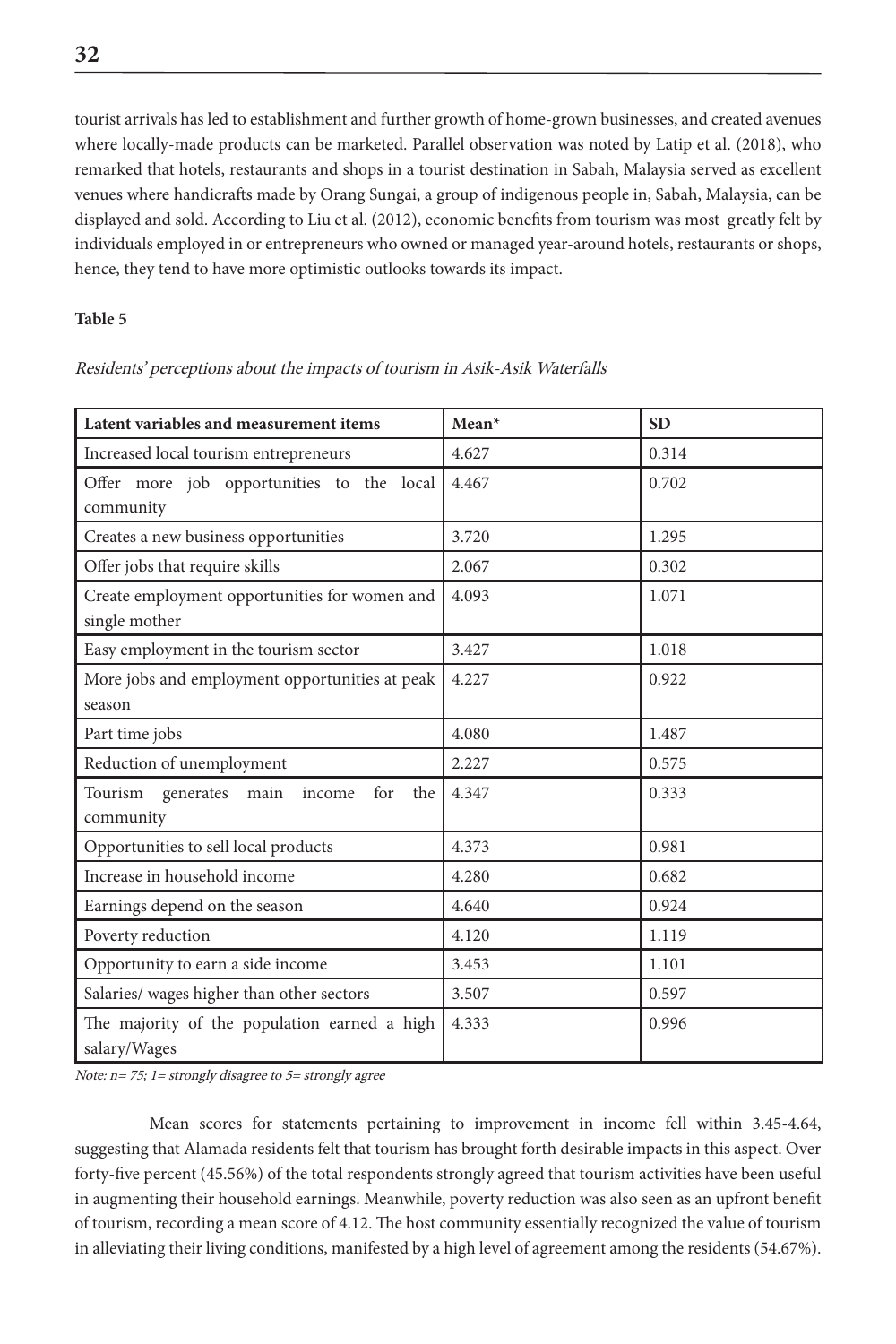tourist arrivals has led to establishment and further growth of home-grown businesses, and created avenues where locally-made products can be marketed. Parallel observation was noted by Latip et al. (2018), who remarked that hotels, restaurants and shops in a tourist destination in Sabah, Malaysia served as excellent venues where handicrafts made by Orang Sungai, a group of indigenous people in, Sabah, Malaysia, can be displayed and sold. According to Liu et al. (2012), economic benefits from tourism was most greatly felt by individuals employed in or entrepreneurs who owned or managed year-around hotels, restaurants or shops, hence, they tend to have more optimistic outlooks towards its impact.

**Table 5**

*Residents' perceptions about the impacts of tourism in Asik-Asik Waterfalls*

| Latent variables and measurement items | Mean* | SD |
|---|---|---|
| Increased local tourism entrepreneurs | 4.627 | 0.314 |
| Offer more job opportunities to the local community | 4.467 | 0.702 |
| Creates a new business opportunities | 3.720 | 1.295 |
| Offer jobs that require skills | 2.067 | 0.302 |
| Create employment opportunities for women and single mother | 4.093 | 1.071 |
| Easy employment in the tourism sector | 3.427 | 1.018 |
| More jobs and employment opportunities at peak season | 4.227 | 0.922 |
| Part time jobs | 4.080 | 1.487 |
| Reduction of unemployment | 2.227 | 0.575 |
| Tourism generates main income for the community | 4.347 | 0.333 |
| Opportunities to sell local products | 4.373 | 0.981 |
| Increase in household income | 4.280 | 0.682 |
| Earnings depend on the season | 4.640 | 0.924 |
| Poverty reduction | 4.120 | 1.119 |
| Opportunity to earn a side income | 3.453 | 1.101 |
| Salaries/ wages higher than other sectors | 3.507 | 0.597 |
| The majority of the population earned a high salary/Wages | 4.333 | 0.996 |

*Note: n= 75; 1= strongly disagree to 5= strongly agree*

Mean scores for statements pertaining to improvement in income fell within 3.45-4.64, suggesting that Alamada residents felt that tourism has brought forth desirable impacts in this aspect. Over forty-five percent (45.56%) of the total respondents strongly agreed that tourism activities have been useful in augmenting their household earnings. Meanwhile, poverty reduction was also seen as an upfront benefit of tourism, recording a mean score of 4.12. The host community essentially recognized the value of tourism in alleviating their living conditions, manifested by a high level of agreement among the residents (54.67%).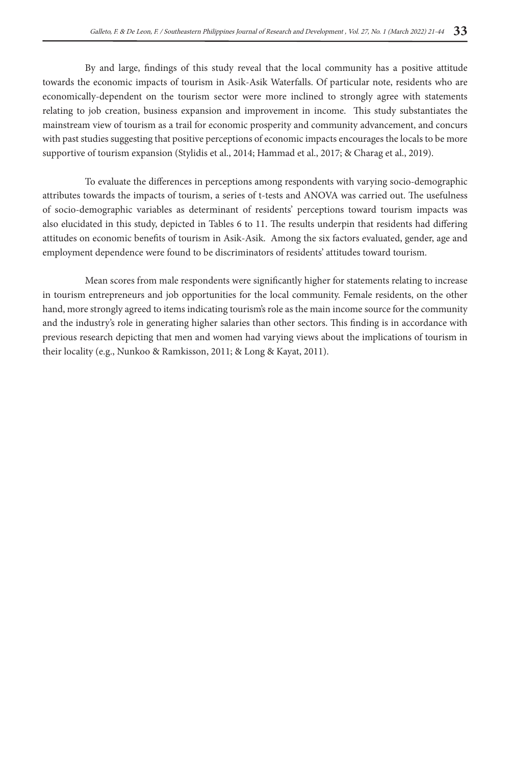By and large, findings of this study reveal that the local community has a positive attitude towards the economic impacts of tourism in Asik-Asik Waterfalls. Of particular note, residents who are economically-dependent on the tourism sector were more inclined to strongly agree with statements relating to job creation, business expansion and improvement in income. This study substantiates the mainstream view of tourism as a trail for economic prosperity and community advancement, and concurs with past studies suggesting that positive perceptions of economic impacts encourages the locals to be more supportive of tourism expansion (Stylidis et al., 2014; Hammad et al., 2017; & Charag et al., 2019).

To evaluate the differences in perceptions among respondents with varying socio-demographic attributes towards the impacts of tourism, a series of t-tests and ANOVA was carried out. The usefulness of socio-demographic variables as determinant of residents' perceptions toward tourism impacts was also elucidated in this study, depicted in Tables 6 to 11. The results underpin that residents had differing attitudes on economic benefits of tourism in Asik-Asik. Among the six factors evaluated, gender, age and employment dependence were found to be discriminators of residents' attitudes toward tourism.

Mean scores from male respondents were significantly higher for statements relating to increase in tourism entrepreneurs and job opportunities for the local community. Female residents, on the other hand, more strongly agreed to items indicating tourism's role as the main income source for the community and the industry's role in generating higher salaries than other sectors. This finding is in accordance with previous research depicting that men and women had varying views about the implications of tourism in their locality (e.g., Nunkoo & Ramkisson, 2011; & Long & Kayat, 2011).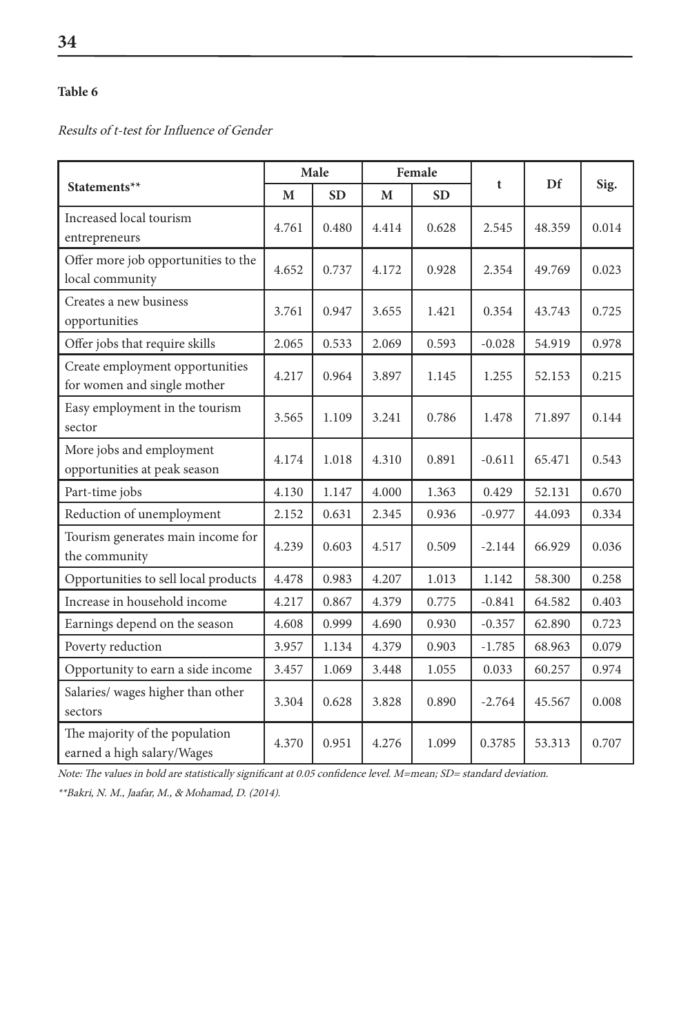**Table 6**

*Results of t-test for Influence of Gender*

| Statements** | Male | | Female | | t | Df | Sig. |
|---|---|---|---|---|---|---|---|
| | M | SD | M | SD | | | |
| Increased local tourism entrepreneurs | 4.761 | 0.480 | 4.414 | 0.628 | 2.545 | 48.359 | 0.014 |
| Offer more job opportunities to the local community | 4.652 | 0.737 | 4.172 | 0.928 | 2.354 | 49.769 | 0.023 |
| Creates a new business opportunities | 3.761 | 0.947 | 3.655 | 1.421 | 0.354 | 43.743 | 0.725 |
| Offer jobs that require skills | 2.065 | 0.533 | 2.069 | 0.593 | -0.028 | 54.919 | 0.978 |
| Create employment opportunities for women and single mother | 4.217 | 0.964 | 3.897 | 1.145 | 1.255 | 52.153 | 0.215 |
| Easy employment in the tourism sector | 3.565 | 1.109 | 3.241 | 0.786 | 1.478 | 71.897 | 0.144 |
| More jobs and employment opportunities at peak season | 4.174 | 1.018 | 4.310 | 0.891 | -0.611 | 65.471 | 0.543 |
| Part-time jobs | 4.130 | 1.147 | 4.000 | 1.363 | 0.429 | 52.131 | 0.670 |
| Reduction of unemployment | 2.152 | 0.631 | 2.345 | 0.936 | -0.977 | 44.093 | 0.334 |
| Tourism generates main income for the community | 4.239 | 0.603 | 4.517 | 0.509 | -2.144 | 66.929 | 0.036 |
| Opportunities to sell local products | 4.478 | 0.983 | 4.207 | 1.013 | 1.142 | 58.300 | 0.258 |
| Increase in household income | 4.217 | 0.867 | 4.379 | 0.775 | -0.841 | 64.582 | 0.403 |
| Earnings depend on the season | 4.608 | 0.999 | 4.690 | 0.930 | -0.357 | 62.890 | 0.723 |
| Poverty reduction | 3.957 | 1.134 | 4.379 | 0.903 | -1.785 | 68.963 | 0.079 |
| Opportunity to earn a side income | 3.457 | 1.069 | 3.448 | 1.055 | 0.033 | 60.257 | 0.974 |
| Salaries/ wages higher than other sectors | 3.304 | 0.628 | 3.828 | 0.890 | -2.764 | 45.567 | 0.008 |
| The majority of the population earned a high salary/Wages | 4.370 | 0.951 | 4.276 | 1.099 | 0.3785 | 53.313 | 0.707 |

*Note: The values in bold are statistically significant at 0.05 confidence level. M=mean; SD= standard deviation.*

*\*\*Bakri, N. M., Jaafar, M., & Mohamad, D. (2014).*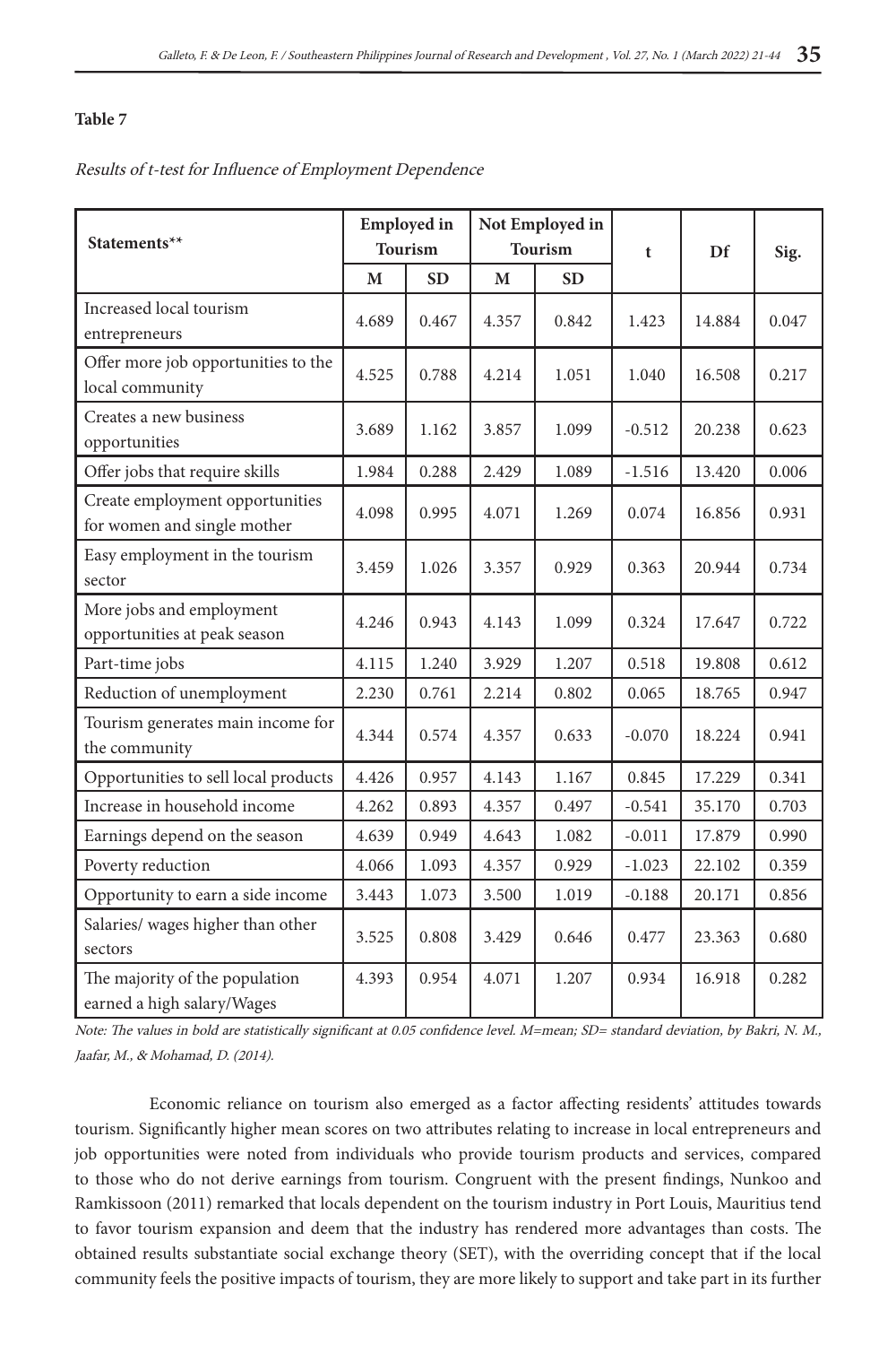**Table 7**

*Results of t-test for Influence of Employment Dependence*

| Statements** | Employed in Tourism | | Not Employed in Tourism | | t | Df | Sig. |
|---|---|---|---|---|---|---|---|
| | M | SD | M | SD | | | |
| Increased local tourism entrepreneurs | 4.689 | 0.467 | 4.357 | 0.842 | 1.423 | 14.884 | 0.047 |
| Offer more job opportunities to the local community | 4.525 | 0.788 | 4.214 | 1.051 | 1.040 | 16.508 | 0.217 |
| Creates a new business opportunities | 3.689 | 1.162 | 3.857 | 1.099 | -0.512 | 20.238 | 0.623 |
| Offer jobs that require skills | 1.984 | 0.288 | 2.429 | 1.089 | -1.516 | 13.420 | 0.006 |
| Create employment opportunities for women and single mother | 4.098 | 0.995 | 4.071 | 1.269 | 0.074 | 16.856 | 0.931 |
| Easy employment in the tourism sector | 3.459 | 1.026 | 3.357 | 0.929 | 0.363 | 20.944 | 0.734 |
| More jobs and employment opportunities at peak season | 4.246 | 0.943 | 4.143 | 1.099 | 0.324 | 17.647 | 0.722 |
| Part-time jobs | 4.115 | 1.240 | 3.929 | 1.207 | 0.518 | 19.808 | 0.612 |
| Reduction of unemployment | 2.230 | 0.761 | 2.214 | 0.802 | 0.065 | 18.765 | 0.947 |
| Tourism generates main income for the community | 4.344 | 0.574 | 4.357 | 0.633 | -0.070 | 18.224 | 0.941 |
| Opportunities to sell local products | 4.426 | 0.957 | 4.143 | 1.167 | 0.845 | 17.229 | 0.341 |
| Increase in household income | 4.262 | 0.893 | 4.357 | 0.497 | -0.541 | 35.170 | 0.703 |
| Earnings depend on the season | 4.639 | 0.949 | 4.643 | 1.082 | -0.011 | 17.879 | 0.990 |
| Poverty reduction | 4.066 | 1.093 | 4.357 | 0.929 | -1.023 | 22.102 | 0.359 |
| Opportunity to earn a side income | 3.443 | 1.073 | 3.500 | 1.019 | -0.188 | 20.171 | 0.856 |
| Salaries/ wages higher than other sectors | 3.525 | 0.808 | 3.429 | 0.646 | 0.477 | 23.363 | 0.680 |
| The majority of the population earned a high salary/Wages | 4.393 | 0.954 | 4.071 | 1.207 | 0.934 | 16.918 | 0.282 |

*Note: The values in bold are statistically significant at 0.05 confidence level. M=mean; SD= standard deviation, by Bakri, N. M., Jaafar, M., & Mohamad, D. (2014).*

Economic reliance on tourism also emerged as a factor affecting residents' attitudes towards tourism. Significantly higher mean scores on two attributes relating to increase in local entrepreneurs and job opportunities were noted from individuals who provide tourism products and services, compared to those who do not derive earnings from tourism. Congruent with the present findings, Nunkoo and Ramkissoon (2011) remarked that locals dependent on the tourism industry in Port Louis, Mauritius tend to favor tourism expansion and deem that the industry has rendered more advantages than costs. The obtained results substantiate social exchange theory (SET), with the overriding concept that if the local community feels the positive impacts of tourism, they are more likely to support and take part in its further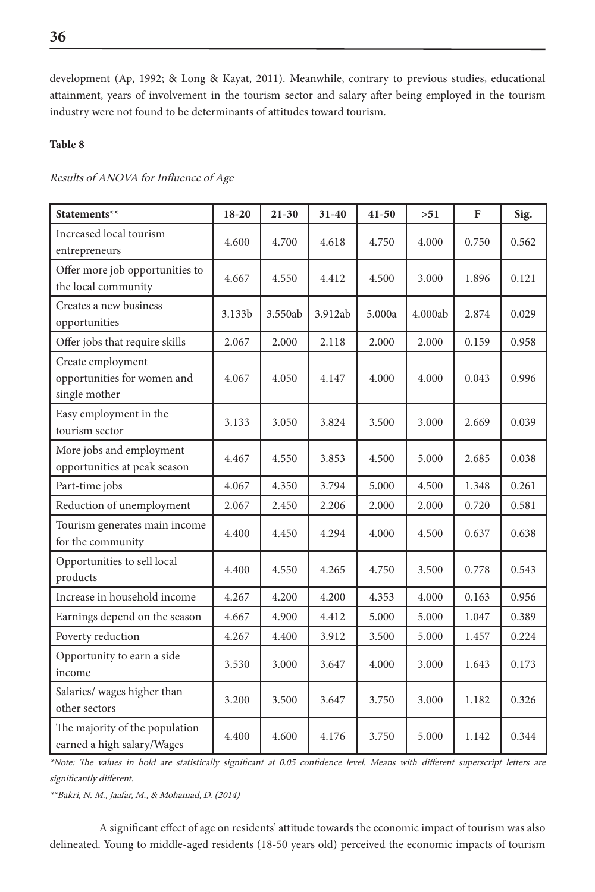development (Ap, 1992; & Long & Kayat, 2011). Meanwhile, contrary to previous studies, educational attainment, years of involvement in the tourism sector and salary after being employed in the tourism industry were not found to be determinants of attitudes toward tourism.

**Table 8**

*Results of ANOVA for Influence of Age*

| Statements** | 18-20 | 21-30 | 31-40 | 41-50 | >51 | F | Sig. |
|---|---|---|---|---|---|---|---|
| Increased local tourism entrepreneurs | 4.600 | 4.700 | 4.618 | 4.750 | 4.000 | 0.750 | 0.562 |
| Offer more job opportunities to the local community | 4.667 | 4.550 | 4.412 | 4.500 | 3.000 | 1.896 | 0.121 |
| Creates a new business opportunities | 3.133b | 3.550ab | 3.912ab | 5.000a | 4.000ab | 2.874 | 0.029 |
| Offer jobs that require skills | 2.067 | 2.000 | 2.118 | 2.000 | 2.000 | 0.159 | 0.958 |
| Create employment opportunities for women and single mother | 4.067 | 4.050 | 4.147 | 4.000 | 4.000 | 0.043 | 0.996 |
| Easy employment in the tourism sector | 3.133 | 3.050 | 3.824 | 3.500 | 3.000 | 2.669 | 0.039 |
| More jobs and employment opportunities at peak season | 4.467 | 4.550 | 3.853 | 4.500 | 5.000 | 2.685 | 0.038 |
| Part-time jobs | 4.067 | 4.350 | 3.794 | 5.000 | 4.500 | 1.348 | 0.261 |
| Reduction of unemployment | 2.067 | 2.450 | 2.206 | 2.000 | 2.000 | 0.720 | 0.581 |
| Tourism generates main income for the community | 4.400 | 4.450 | 4.294 | 4.000 | 4.500 | 0.637 | 0.638 |
| Opportunities to sell local products | 4.400 | 4.550 | 4.265 | 4.750 | 3.500 | 0.778 | 0.543 |
| Increase in household income | 4.267 | 4.200 | 4.200 | 4.353 | 4.000 | 0.163 | 0.956 |
| Earnings depend on the season | 4.667 | 4.900 | 4.412 | 5.000 | 5.000 | 1.047 | 0.389 |
| Poverty reduction | 4.267 | 4.400 | 3.912 | 3.500 | 5.000 | 1.457 | 0.224 |
| Opportunity to earn a side income | 3.530 | 3.000 | 3.647 | 4.000 | 3.000 | 1.643 | 0.173 |
| Salaries/ wages higher than other sectors | 3.200 | 3.500 | 3.647 | 3.750 | 3.000 | 1.182 | 0.326 |
| The majority of the population earned a high salary/Wages | 4.400 | 4.600 | 4.176 | 3.750 | 5.000 | 1.142 | 0.344 |

*\*Note: The values in bold are statistically significant at 0.05 confidence level. Means with different superscript letters are significantly different.*

*\*\*Bakri, N. M., Jaafar, M., & Mohamad, D. (2014)*

A significant effect of age on residents' attitude towards the economic impact of tourism was also delineated. Young to middle-aged residents (18-50 years old) perceived the economic impacts of tourism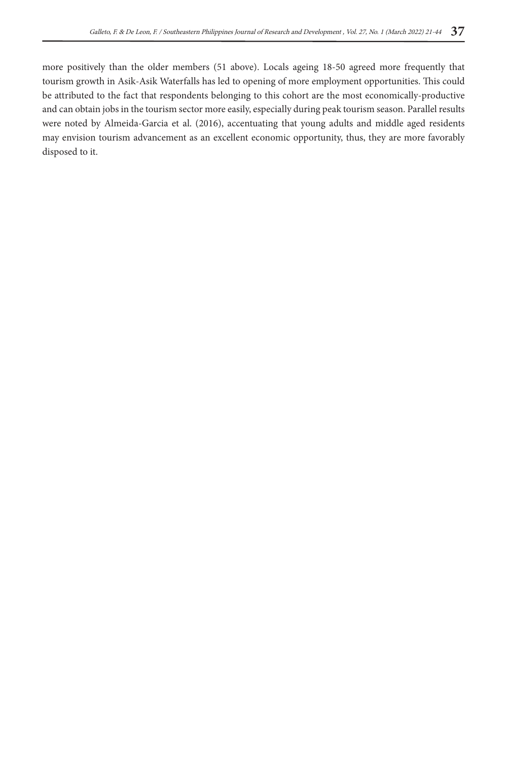more positively than the older members (51 above). Locals ageing 18-50 agreed more frequently that tourism growth in Asik-Asik Waterfalls has led to opening of more employment opportunities. This could be attributed to the fact that respondents belonging to this cohort are the most economically-productive and can obtain jobs in the tourism sector more easily, especially during peak tourism season. Parallel results were noted by Almeida-Garcia et al. (2016), accentuating that young adults and middle aged residents may envision tourism advancement as an excellent economic opportunity, thus, they are more favorably disposed to it.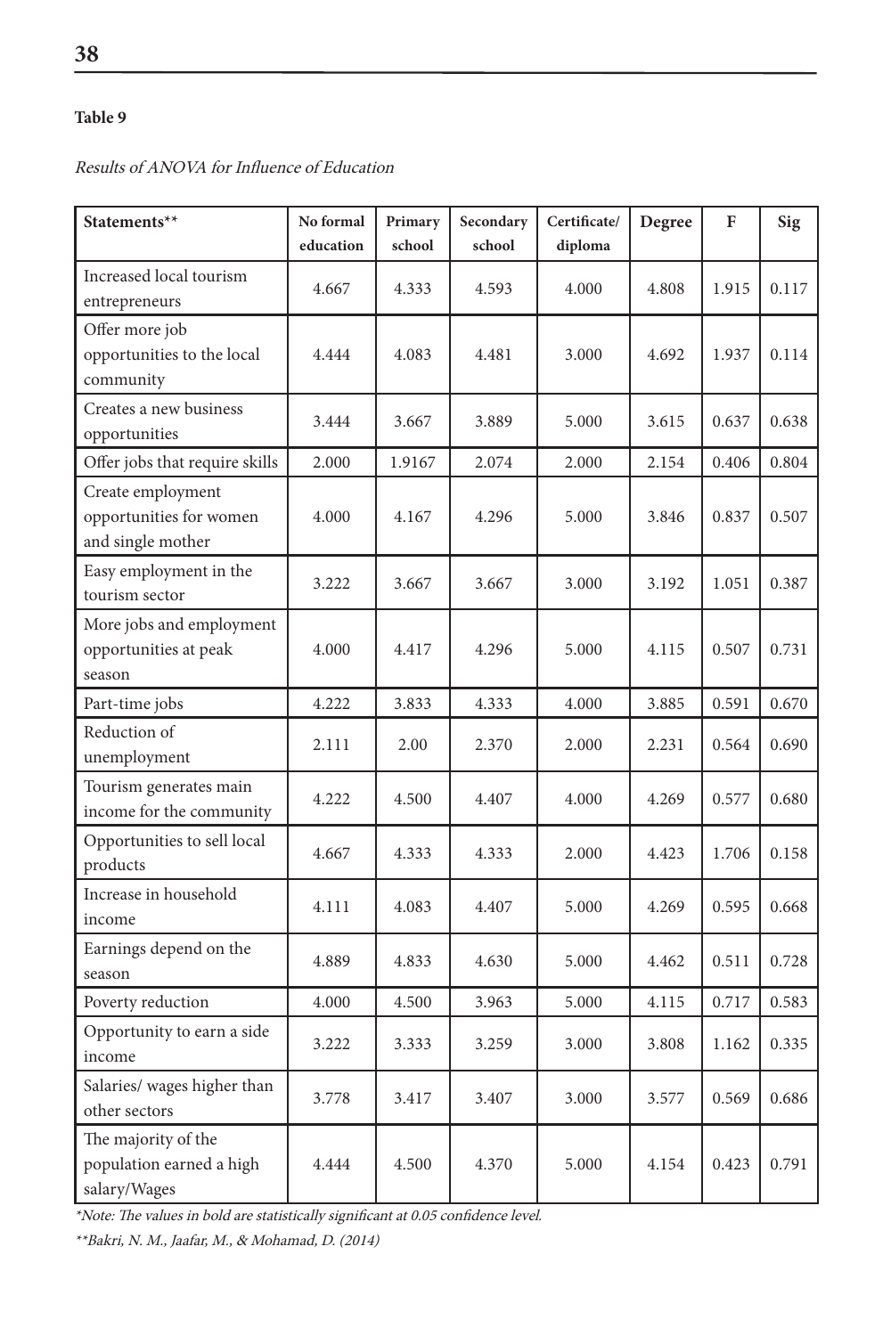**Table 9**

*Results of ANOVA for Influence of Education*

| Statements** | No formal education | Primary school | Secondary school | Certificate/ diploma | Degree | F | Sig |
|---|---|---|---|---|---|---|---|
| Increased local tourism entrepreneurs | 4.667 | 4.333 | 4.593 | 4.000 | 4.808 | 1.915 | 0.117 |
| Offer more job opportunities to the local community | 4.444 | 4.083 | 4.481 | 3.000 | 4.692 | 1.937 | 0.114 |
| Creates a new business opportunities | 3.444 | 3.667 | 3.889 | 5.000 | 3.615 | 0.637 | 0.638 |
| Offer jobs that require skills | 2.000 | 1.9167 | 2.074 | 2.000 | 2.154 | 0.406 | 0.804 |
| Create employment opportunities for women and single mother | 4.000 | 4.167 | 4.296 | 5.000 | 3.846 | 0.837 | 0.507 |
| Easy employment in the tourism sector | 3.222 | 3.667 | 3.667 | 3.000 | 3.192 | 1.051 | 0.387 |
| More jobs and employment opportunities at peak season | 4.000 | 4.417 | 4.296 | 5.000 | 4.115 | 0.507 | 0.731 |
| Part-time jobs | 4.222 | 3.833 | 4.333 | 4.000 | 3.885 | 0.591 | 0.670 |
| Reduction of unemployment | 2.111 | 2.00 | 2.370 | 2.000 | 2.231 | 0.564 | 0.690 |
| Tourism generates main income for the community | 4.222 | 4.500 | 4.407 | 4.000 | 4.269 | 0.577 | 0.680 |
| Opportunities to sell local products | 4.667 | 4.333 | 4.333 | 2.000 | 4.423 | 1.706 | 0.158 |
| Increase in household income | 4.111 | 4.083 | 4.407 | 5.000 | 4.269 | 0.595 | 0.668 |
| Earnings depend on the season | 4.889 | 4.833 | 4.630 | 5.000 | 4.462 | 0.511 | 0.728 |
| Poverty reduction | 4.000 | 4.500 | 3.963 | 5.000 | 4.115 | 0.717 | 0.583 |
| Opportunity to earn a side income | 3.222 | 3.333 | 3.259 | 3.000 | 3.808 | 1.162 | 0.335 |
| Salaries/ wages higher than other sectors | 3.778 | 3.417 | 3.407 | 3.000 | 3.577 | 0.569 | 0.686 |
| The majority of the population earned a high salary/Wages | 4.444 | 4.500 | 4.370 | 5.000 | 4.154 | 0.423 | 0.791 |

*\*Note: The values in bold are statistically significant at 0.05 confidence level.*

*\*\*Bakri, N. M., Jaafar, M., & Mohamad, D. (2014)*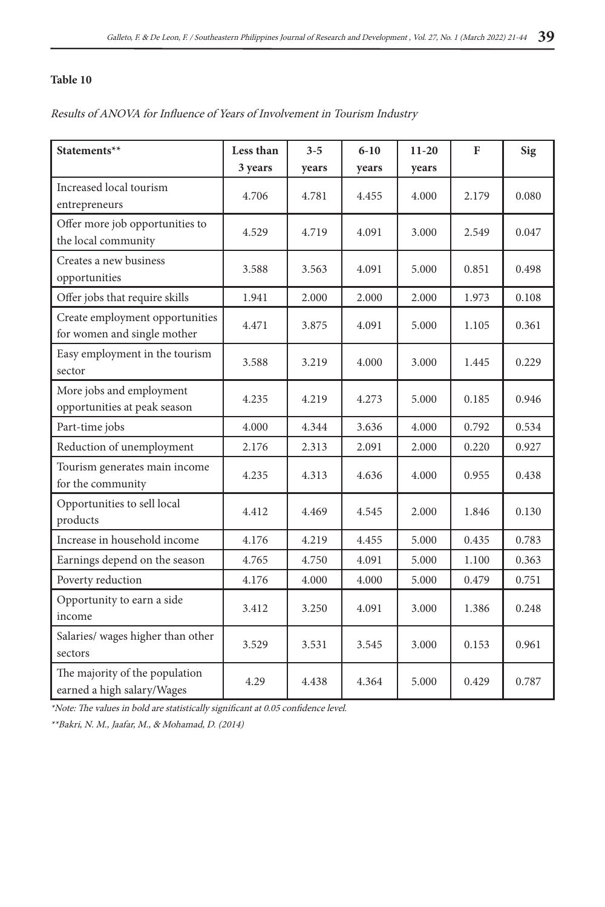**Table 10**

*Results of ANOVA for Influence of Years of Involvement in Tourism Industry*

| Statements** | Less than 3 years | 3-5 years | 6-10 years | 11-20 years | F | Sig |
|---|---|---|---|---|---|---|
| Increased local tourism entrepreneurs | 4.706 | 4.781 | 4.455 | 4.000 | 2.179 | 0.080 |
| Offer more job opportunities to the local community | 4.529 | 4.719 | 4.091 | 3.000 | 2.549 | 0.047 |
| Creates a new business opportunities | 3.588 | 3.563 | 4.091 | 5.000 | 0.851 | 0.498 |
| Offer jobs that require skills | 1.941 | 2.000 | 2.000 | 2.000 | 1.973 | 0.108 |
| Create employment opportunities for women and single mother | 4.471 | 3.875 | 4.091 | 5.000 | 1.105 | 0.361 |
| Easy employment in the tourism sector | 3.588 | 3.219 | 4.000 | 3.000 | 1.445 | 0.229 |
| More jobs and employment opportunities at peak season | 4.235 | 4.219 | 4.273 | 5.000 | 0.185 | 0.946 |
| Part-time jobs | 4.000 | 4.344 | 3.636 | 4.000 | 0.792 | 0.534 |
| Reduction of unemployment | 2.176 | 2.313 | 2.091 | 2.000 | 0.220 | 0.927 |
| Tourism generates main income for the community | 4.235 | 4.313 | 4.636 | 4.000 | 0.955 | 0.438 |
| Opportunities to sell local products | 4.412 | 4.469 | 4.545 | 2.000 | 1.846 | 0.130 |
| Increase in household income | 4.176 | 4.219 | 4.455 | 5.000 | 0.435 | 0.783 |
| Earnings depend on the season | 4.765 | 4.750 | 4.091 | 5.000 | 1.100 | 0.363 |
| Poverty reduction | 4.176 | 4.000 | 4.000 | 5.000 | 0.479 | 0.751 |
| Opportunity to earn a side income | 3.412 | 3.250 | 4.091 | 3.000 | 1.386 | 0.248 |
| Salaries/ wages higher than other sectors | 3.529 | 3.531 | 3.545 | 3.000 | 0.153 | 0.961 |
| The majority of the population earned a high salary/Wages | 4.29 | 4.438 | 4.364 | 5.000 | 0.429 | 0.787 |

*\*Note: The values in bold are statistically significant at 0.05 confidence level.*

*\*\*Bakri, N. M., Jaafar, M., & Mohamad, D. (2014)*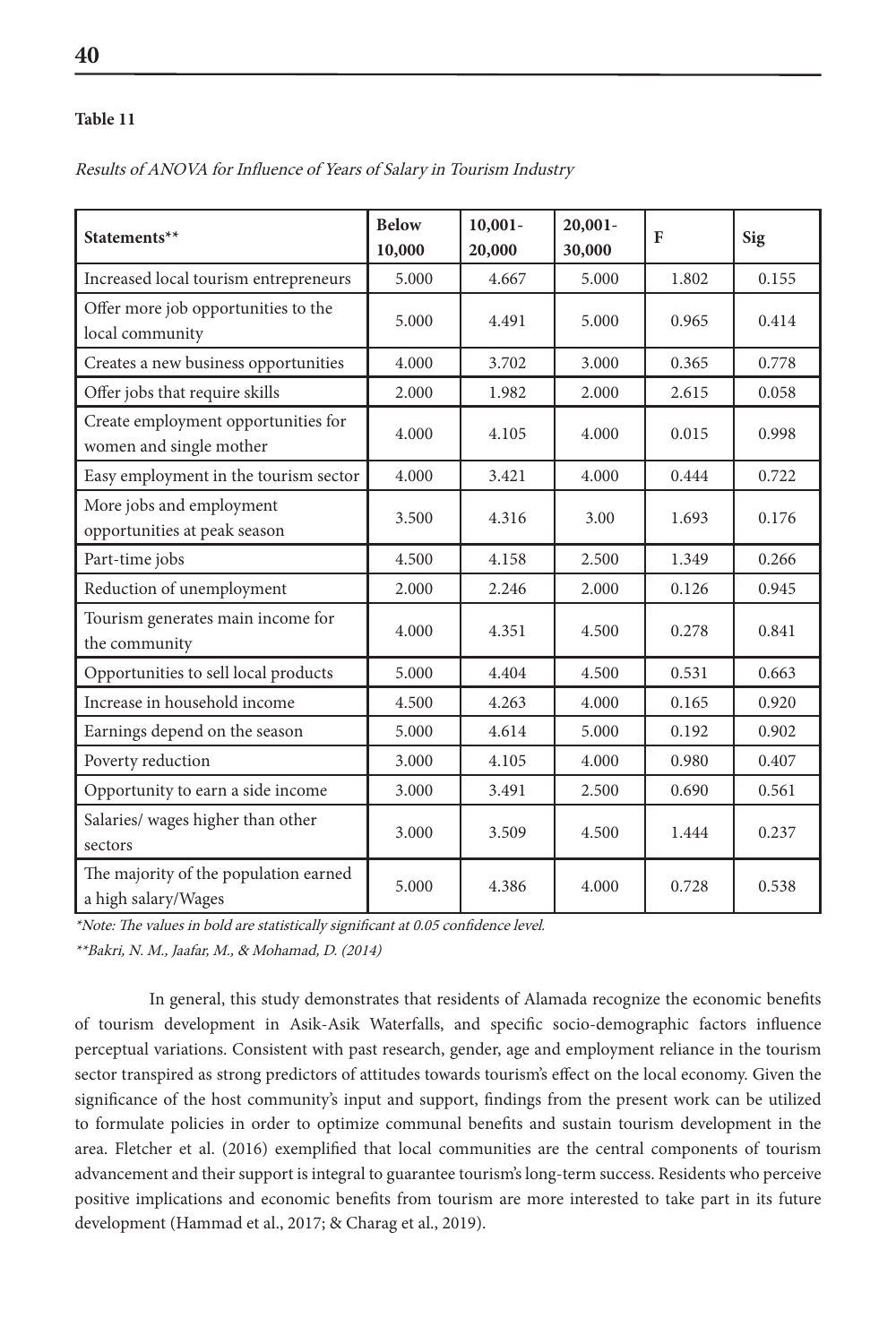**Table 11**

*Results of ANOVA for Influence of Years of Salary in Tourism Industry*

| Statements** | Below 10,000 | 10,001-20,000 | 20,001-30,000 | F | Sig |
|---|---|---|---|---|---|
| Increased local tourism entrepreneurs | 5.000 | 4.667 | 5.000 | 1.802 | 0.155 |
| Offer more job opportunities to the local community | 5.000 | 4.491 | 5.000 | 0.965 | 0.414 |
| Creates a new business opportunities | 4.000 | 3.702 | 3.000 | 0.365 | 0.778 |
| Offer jobs that require skills | 2.000 | 1.982 | 2.000 | 2.615 | 0.058 |
| Create employment opportunities for women and single mother | 4.000 | 4.105 | 4.000 | 0.015 | 0.998 |
| Easy employment in the tourism sector | 4.000 | 3.421 | 4.000 | 0.444 | 0.722 |
| More jobs and employment opportunities at peak season | 3.500 | 4.316 | 3.00 | 1.693 | 0.176 |
| Part-time jobs | 4.500 | 4.158 | 2.500 | 1.349 | 0.266 |
| Reduction of unemployment | 2.000 | 2.246 | 2.000 | 0.126 | 0.945 |
| Tourism generates main income for the community | 4.000 | 4.351 | 4.500 | 0.278 | 0.841 |
| Opportunities to sell local products | 5.000 | 4.404 | 4.500 | 0.531 | 0.663 |
| Increase in household income | 4.500 | 4.263 | 4.000 | 0.165 | 0.920 |
| Earnings depend on the season | 5.000 | 4.614 | 5.000 | 0.192 | 0.902 |
| Poverty reduction | 3.000 | 4.105 | 4.000 | 0.980 | 0.407 |
| Opportunity to earn a side income | 3.000 | 3.491 | 2.500 | 0.690 | 0.561 |
| Salaries/ wages higher than other sectors | 3.000 | 3.509 | 4.500 | 1.444 | 0.237 |
| The majority of the population earned a high salary/Wages | 5.000 | 4.386 | 4.000 | 0.728 | 0.538 |

*\*Note: The values in bold are statistically significant at 0.05 confidence level.*

*\*\*Bakri, N. M., Jaafar, M., & Mohamad, D. (2014)*

In general, this study demonstrates that residents of Alamada recognize the economic benefits of tourism development in Asik-Asik Waterfalls, and specific socio-demographic factors influence perceptual variations. Consistent with past research, gender, age and employment reliance in the tourism sector transpired as strong predictors of attitudes towards tourism's effect on the local economy. Given the significance of the host community's input and support, findings from the present work can be utilized to formulate policies in order to optimize communal benefits and sustain tourism development in the area. Fletcher et al. (2016) exemplified that local communities are the central components of tourism advancement and their support is integral to guarantee tourism's long-term success. Residents who perceive positive implications and economic benefits from tourism are more interested to take part in its future development (Hammad et al., 2017; & Charag et al., 2019).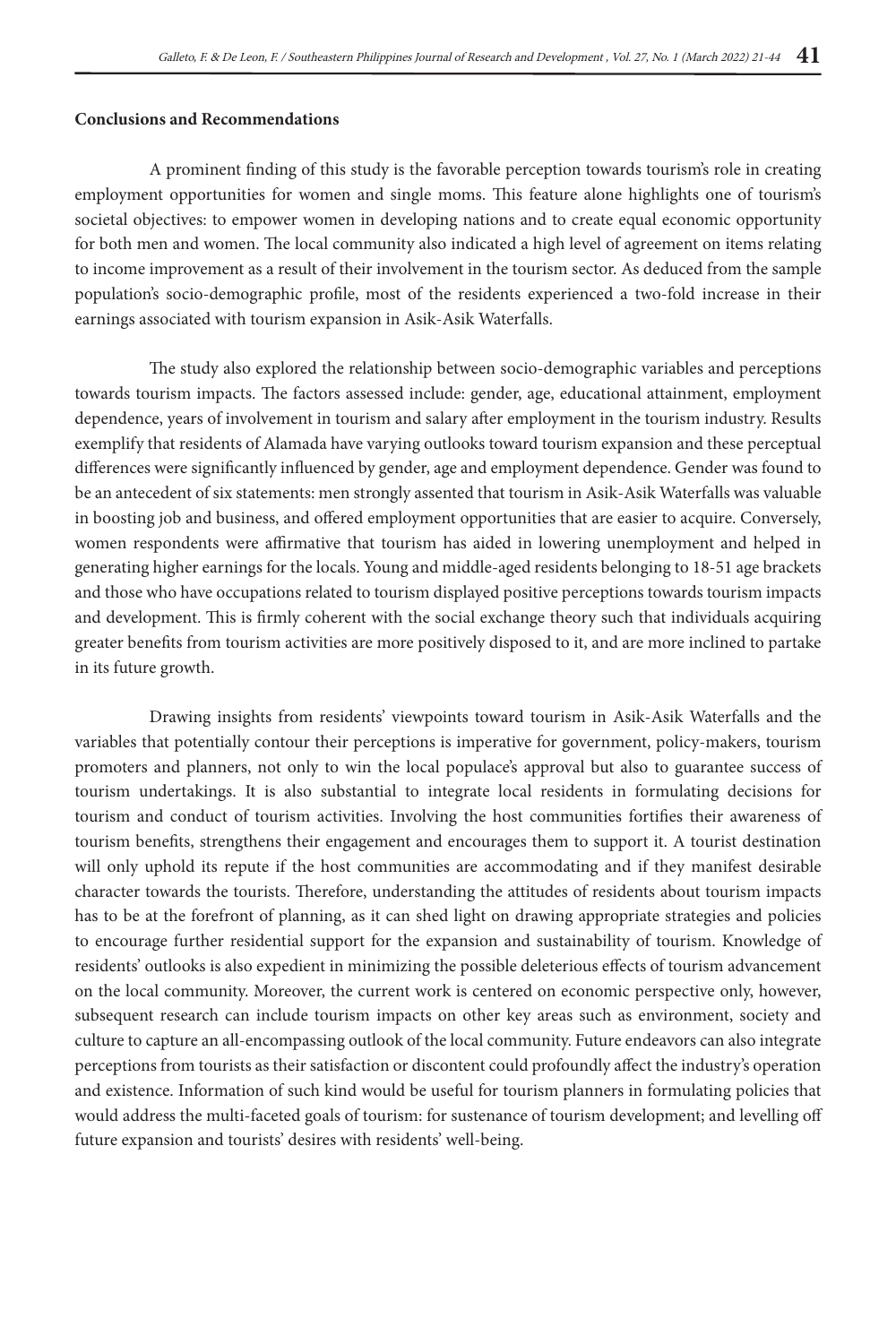**Conclusions and Recommendations**

A prominent finding of this study is the favorable perception towards tourism's role in creating employment opportunities for women and single moms. This feature alone highlights one of tourism's societal objectives: to empower women in developing nations and to create equal economic opportunity for both men and women. The local community also indicated a high level of agreement on items relating to income improvement as a result of their involvement in the tourism sector. As deduced from the sample population's socio-demographic profile, most of the residents experienced a two-fold increase in their earnings associated with tourism expansion in Asik-Asik Waterfalls.

The study also explored the relationship between socio-demographic variables and perceptions towards tourism impacts. The factors assessed include: gender, age, educational attainment, employment dependence, years of involvement in tourism and salary after employment in the tourism industry. Results exemplify that residents of Alamada have varying outlooks toward tourism expansion and these perceptual differences were significantly influenced by gender, age and employment dependence. Gender was found to be an antecedent of six statements: men strongly assented that tourism in Asik-Asik Waterfalls was valuable in boosting job and business, and offered employment opportunities that are easier to acquire. Conversely, women respondents were affirmative that tourism has aided in lowering unemployment and helped in generating higher earnings for the locals. Young and middle-aged residents belonging to 18-51 age brackets and those who have occupations related to tourism displayed positive perceptions towards tourism impacts and development. This is firmly coherent with the social exchange theory such that individuals acquiring greater benefits from tourism activities are more positively disposed to it, and are more inclined to partake in its future growth.

Drawing insights from residents' viewpoints toward tourism in Asik-Asik Waterfalls and the variables that potentially contour their perceptions is imperative for government, policy-makers, tourism promoters and planners, not only to win the local populace's approval but also to guarantee success of tourism undertakings. It is also substantial to integrate local residents in formulating decisions for tourism and conduct of tourism activities. Involving the host communities fortifies their awareness of tourism benefits, strengthens their engagement and encourages them to support it. A tourist destination will only uphold its repute if the host communities are accommodating and if they manifest desirable character towards the tourists. Therefore, understanding the attitudes of residents about tourism impacts has to be at the forefront of planning, as it can shed light on drawing appropriate strategies and policies to encourage further residential support for the expansion and sustainability of tourism. Knowledge of residents' outlooks is also expedient in minimizing the possible deleterious effects of tourism advancement on the local community. Moreover, the current work is centered on economic perspective only, however, subsequent research can include tourism impacts on other key areas such as environment, society and culture to capture an all-encompassing outlook of the local community. Future endeavors can also integrate perceptions from tourists as their satisfaction or discontent could profoundly affect the industry's operation and existence. Information of such kind would be useful for tourism planners in formulating policies that would address the multi-faceted goals of tourism: for sustenance of tourism development; and levelling off future expansion and tourists' desires with residents' well-being.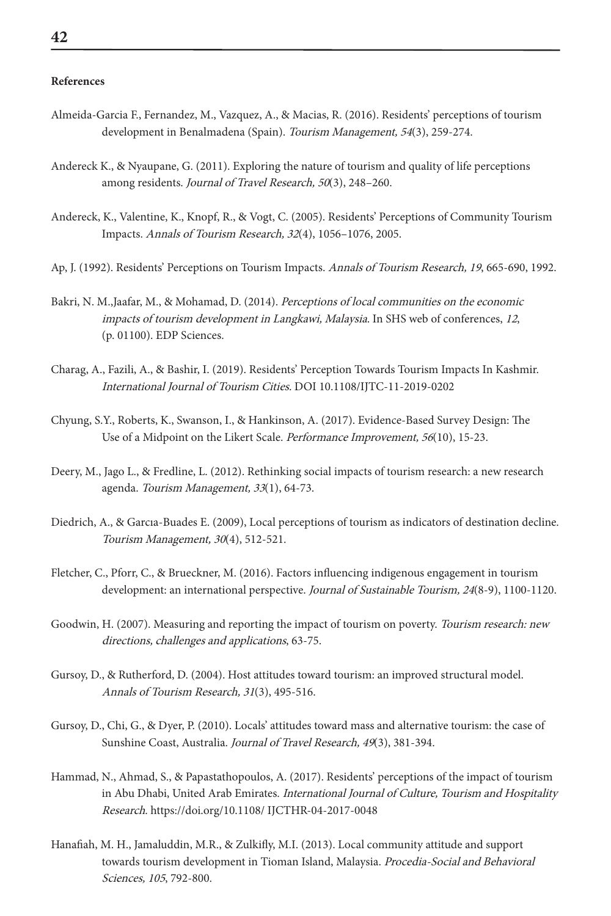**References**

Almeida-Garcia F., Fernandez, M., Vazquez, A., & Macias, R. (2016). Residents' perceptions of tourism development in Benalmadena (Spain). *Tourism Management, 54*(3), 259-274.

Andereck K., & Nyaupane, G. (2011). Exploring the nature of tourism and quality of life perceptions among residents. *Journal of Travel Research, 50*(3), 248–260.

Andereck, K., Valentine, K., Knopf, R., & Vogt, C. (2005). Residents' Perceptions of Community Tourism Impacts. *Annals of Tourism Research, 32*(4), 1056–1076, 2005.

Ap, J. (1992). Residents' Perceptions on Tourism Impacts. *Annals of Tourism Research, 19*, 665-690, 1992.

Bakri, N. M.,Jaafar, M., & Mohamad, D. (2014). *Perceptions of local communities on the economic impacts of tourism development in Langkawi, Malaysia*. In SHS web of conferences, *12*, (p. 01100). EDP Sciences.

Charag, A., Fazili, A., & Bashir, I. (2019). Residents' Perception Towards Tourism Impacts In Kashmir. *International Journal of Tourism Cities*. DOI 10.1108/IJTC-11-2019-0202

Chyung, S.Y., Roberts, K., Swanson, I., & Hankinson, A. (2017). Evidence-Based Survey Design: The Use of a Midpoint on the Likert Scale. *Performance Improvement, 56*(10), 15-23.

Deery, M., Jago L., & Fredline, L. (2012). Rethinking social impacts of tourism research: a new research agenda. *Tourism Management, 33*(1), 64-73.

Diedrich, A., & Garcıa-Buades E. (2009), Local perceptions of tourism as indicators of destination decline. *Tourism Management, 30*(4), 512-521.

Fletcher, C., Pforr, C., & Brueckner, M. (2016). Factors influencing indigenous engagement in tourism development: an international perspective. *Journal of Sustainable Tourism, 24*(8-9), 1100-1120.

Goodwin, H. (2007). Measuring and reporting the impact of tourism on poverty. *Tourism research: new directions, challenges and applications*, 63-75.

Gursoy, D., & Rutherford, D. (2004). Host attitudes toward tourism: an improved structural model. *Annals of Tourism Research, 31*(3), 495-516.

Gursoy, D., Chi, G., & Dyer, P. (2010). Locals' attitudes toward mass and alternative tourism: the case of Sunshine Coast, Australia. *Journal of Travel Research, 49*(3), 381-394.

Hammad, N., Ahmad, S., & Papastathopoulos, A. (2017). Residents' perceptions of the impact of tourism in Abu Dhabi, United Arab Emirates. *International Journal of Culture, Tourism and Hospitality Research*. https://doi.org/10.1108/ IJCTHR-04-2017-0048

Hanafiah, M. H., Jamaluddin, M.R., & Zulkifly, M.I. (2013). Local community attitude and support towards tourism development in Tioman Island, Malaysia. *Procedia-Social and Behavioral Sciences, 105*, 792-800.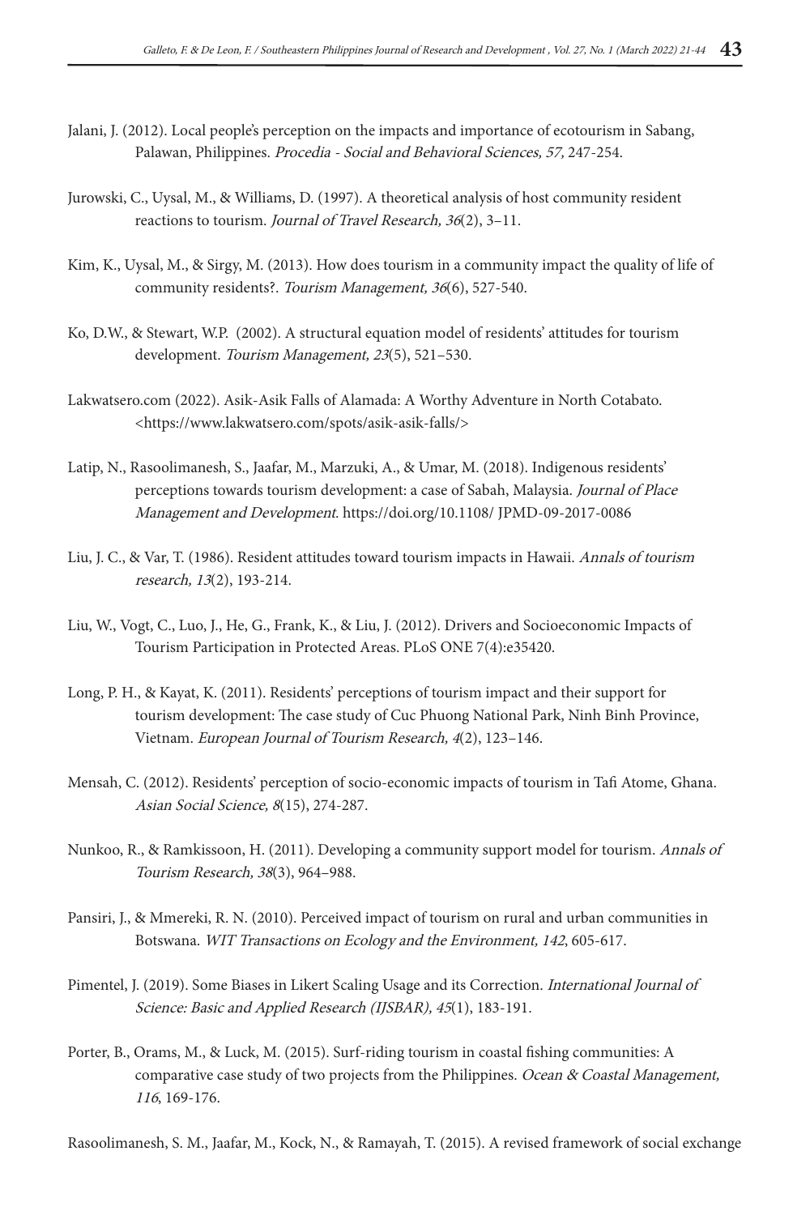Jalani, J. (2012). Local people's perception on the impacts and importance of ecotourism in Sabang, Palawan, Philippines. *Procedia - Social and Behavioral Sciences, 57,* 247-254.

Jurowski, C., Uysal, M., & Williams, D. (1997). A theoretical analysis of host community resident reactions to tourism. *Journal of Travel Research, 36*(2), 3–11.

Kim, K., Uysal, M., & Sirgy, M. (2013). How does tourism in a community impact the quality of life of community residents?. *Tourism Management, 36*(6), 527-540.

Ko, D.W., & Stewart, W.P. (2002). A structural equation model of residents' attitudes for tourism development. *Tourism Management, 23*(5), 521–530.

Lakwatsero.com (2022). Asik-Asik Falls of Alamada: A Worthy Adventure in North Cotabato. <https://www.lakwatsero.com/spots/asik-asik-falls/>

Latip, N., Rasoolimanesh, S., Jaafar, M., Marzuki, A., & Umar, M. (2018). Indigenous residents' perceptions towards tourism development: a case of Sabah, Malaysia. *Journal of Place Management and Development*. https://doi.org/10.1108/ JPMD-09-2017-0086

Liu, J. C., & Var, T. (1986). Resident attitudes toward tourism impacts in Hawaii. *Annals of tourism research, 13*(2), 193-214.

Liu, W., Vogt, C., Luo, J., He, G., Frank, K., & Liu, J. (2012). Drivers and Socioeconomic Impacts of Tourism Participation in Protected Areas. PLoS ONE 7(4):e35420.

Long, P. H., & Kayat, K. (2011). Residents' perceptions of tourism impact and their support for tourism development: The case study of Cuc Phuong National Park, Ninh Binh Province, Vietnam. *European Journal of Tourism Research, 4*(2), 123–146.

Mensah, C. (2012). Residents' perception of socio-economic impacts of tourism in Tafi Atome, Ghana. *Asian Social Science, 8*(15), 274-287.

Nunkoo, R., & Ramkissoon, H. (2011). Developing a community support model for tourism. *Annals of Tourism Research, 38*(3), 964–988.

Pansiri, J., & Mmereki, R. N. (2010). Perceived impact of tourism on rural and urban communities in Botswana. *WIT Transactions on Ecology and the Environment, 142*, 605-617.

Pimentel, J. (2019). Some Biases in Likert Scaling Usage and its Correction. *International Journal of Science: Basic and Applied Research (IJSBAR), 45*(1), 183-191.

Porter, B., Orams, M., & Luck, M. (2015). Surf-riding tourism in coastal fishing communities: A comparative case study of two projects from the Philippines. *Ocean & Coastal Management, 116*, 169-176.

Rasoolimanesh, S. M., Jaafar, M., Kock, N., & Ramayah, T. (2015). A revised framework of social exchange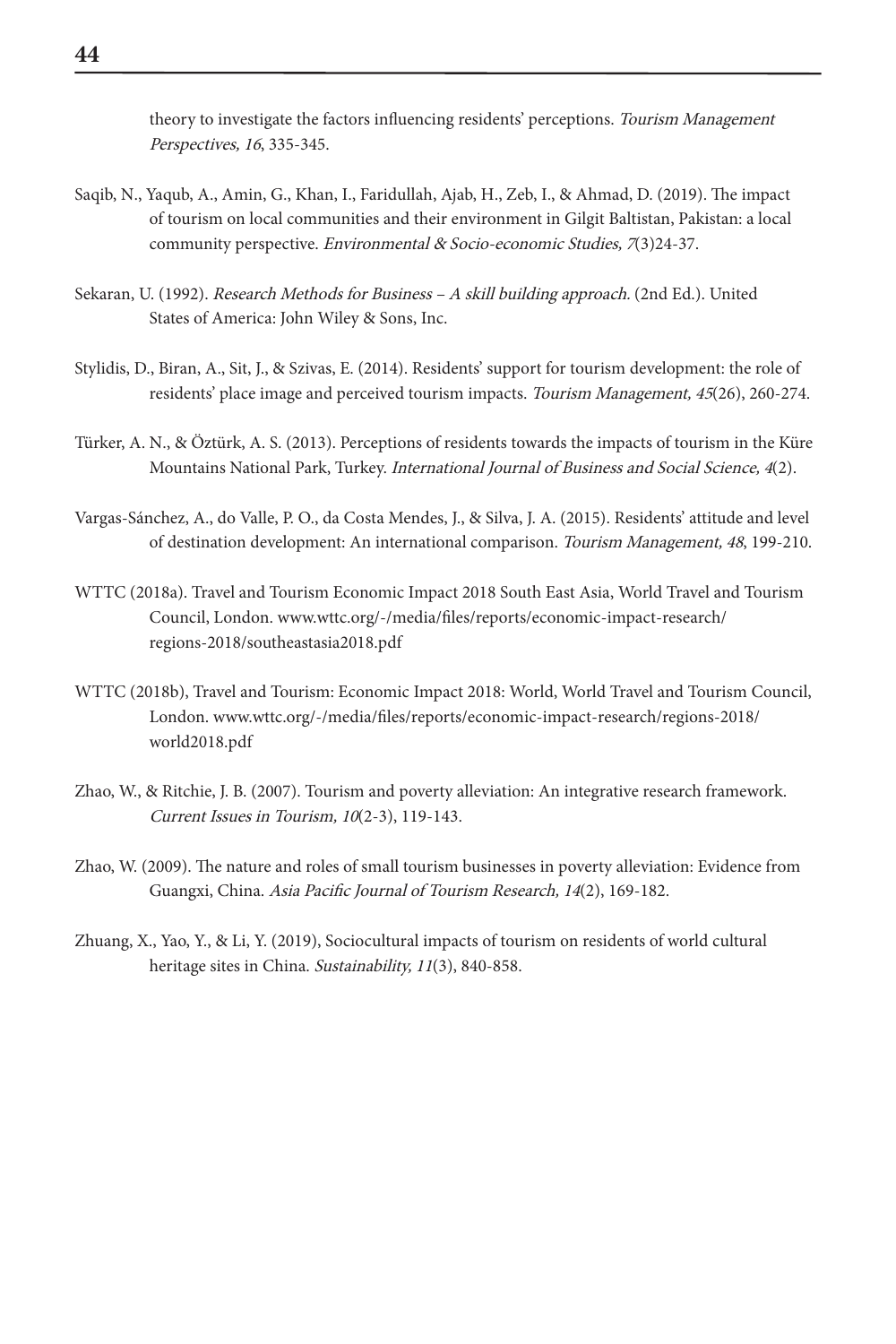theory to investigate the factors influencing residents' perceptions. *Tourism Management Perspectives, 16*, 335-345.

Saqib, N., Yaqub, A., Amin, G., Khan, I., Faridullah, Ajab, H., Zeb, I., & Ahmad, D. (2019). The impact of tourism on local communities and their environment in Gilgit Baltistan, Pakistan: a local community perspective. *Environmental & Socio-economic Studies, 7*(3)24-37.

Sekaran, U. (1992). *Research Methods for Business – A skill building approach.* (2nd Ed.). United States of America: John Wiley & Sons, Inc.

Stylidis, D., Biran, A., Sit, J., & Szivas, E. (2014). Residents' support for tourism development: the role of residents' place image and perceived tourism impacts. *Tourism Management, 45*(26), 260-274.

Türker, A. N., & Öztürk, A. S. (2013). Perceptions of residents towards the impacts of tourism in the Küre Mountains National Park, Turkey. *International Journal of Business and Social Science, 4*(2).

Vargas-Sánchez, A., do Valle, P. O., da Costa Mendes, J., & Silva, J. A. (2015). Residents' attitude and level of destination development: An international comparison. *Tourism Management, 48*, 199-210.

WTTC (2018a). Travel and Tourism Economic Impact 2018 South East Asia, World Travel and Tourism Council, London. www.wttc.org/-/media/files/reports/economic-impact-research/regions-2018/southeastasia2018.pdf

WTTC (2018b), Travel and Tourism: Economic Impact 2018: World, World Travel and Tourism Council, London. www.wttc.org/-/media/files/reports/economic-impact-research/regions-2018/world2018.pdf

Zhao, W., & Ritchie, J. B. (2007). Tourism and poverty alleviation: An integrative research framework. *Current Issues in Tourism, 10*(2-3), 119-143.

Zhao, W. (2009). The nature and roles of small tourism businesses in poverty alleviation: Evidence from Guangxi, China. *Asia Pacific Journal of Tourism Research, 14*(2), 169-182.

Zhuang, X., Yao, Y., & Li, Y. (2019), Sociocultural impacts of tourism on residents of world cultural heritage sites in China. *Sustainability, 11*(3), 840-858.